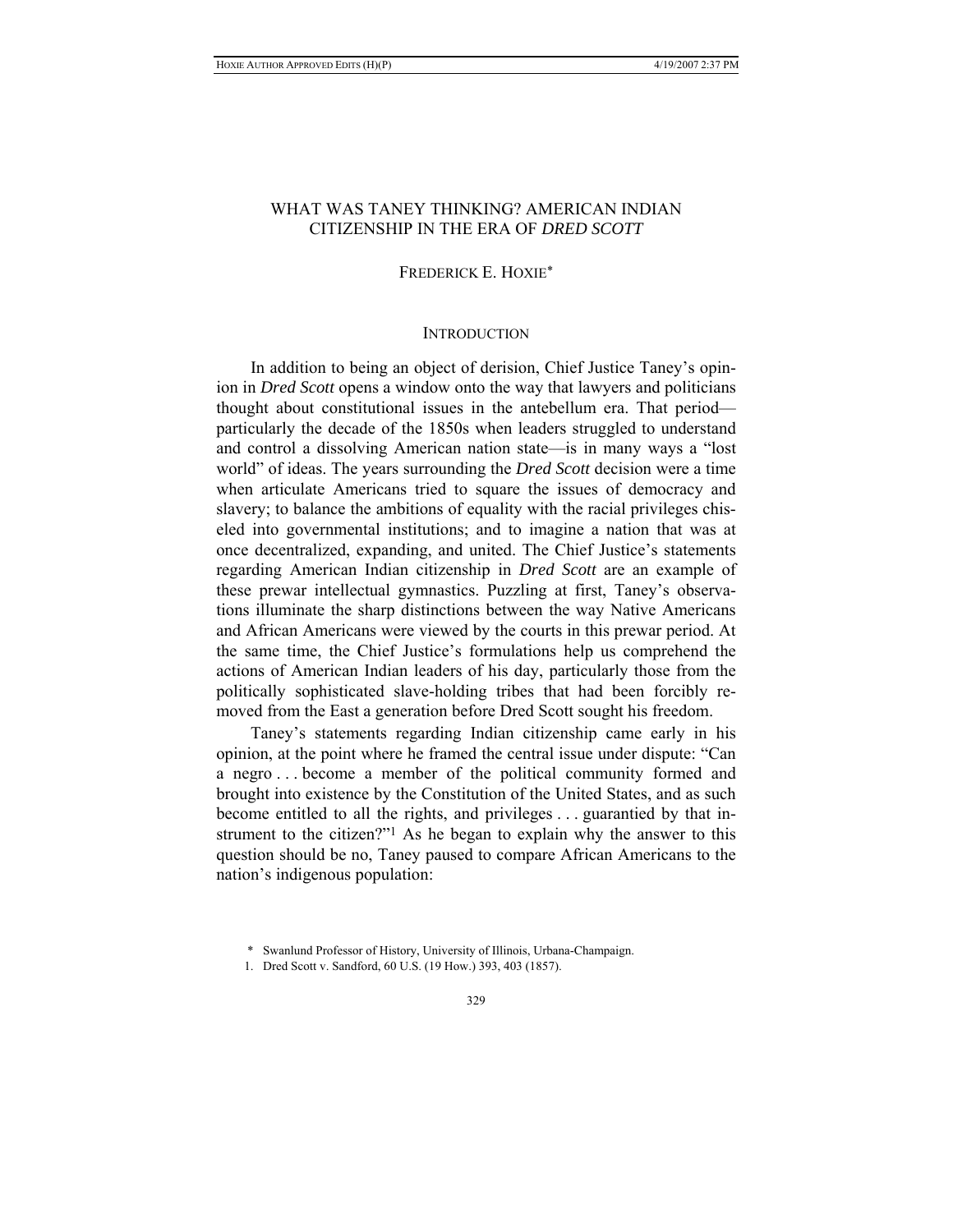# WHAT WAS TANEY THINKING? AMERICAN INDIAN CITIZENSHIP IN THE ERA OF *DRED SCOTT*

FREDERICK E. HOXIE*

## INTRODUCTION

In addition to being an object of derision, Chief Justice Taney's opinion in *Dred Scott* opens a window onto the way that lawyers and politicians thought about constitutional issues in the antebellum era. That period—particularly the decade of the 1850s when leaders struggled to understand and control a dissolving American nation state—is in many ways a "lost world" of ideas. The years surrounding the *Dred Scott* decision were a time when articulate Americans tried to square the issues of democracy and slavery; to balance the ambitions of equality with the racial privileges chiseled into governmental institutions; and to imagine a nation that was at once decentralized, expanding, and united. The Chief Justice's statements regarding American Indian citizenship in *Dred Scott* are an example of these prewar intellectual gymnastics. Puzzling at first, Taney's observations illuminate the sharp distinctions between the way Native Americans and African Americans were viewed by the courts in this prewar period. At the same time, the Chief Justice's formulations help us comprehend the actions of American Indian leaders of his day, particularly those from the politically sophisticated slave-holding tribes that had been forcibly removed from the East a generation before Dred Scott sought his freedom.

Taney's statements regarding Indian citizenship came early in his opinion, at the point where he framed the central issue under dispute: "Can a negro . . . become a member of the political community formed and brought into existence by the Constitution of the United States, and as such become entitled to all the rights, and privileges . . . guarantied by that instrument to the citizen?"[1] As he began to explain why the answer to this question should be no, Taney paused to compare African Americans to the nation's indigenous population:

\* Swanlund Professor of History, University of Illinois, Urbana-Champaign.

1. Dred Scott v. Sandford, 60 U.S. (19 How.) 393, 403 (1857).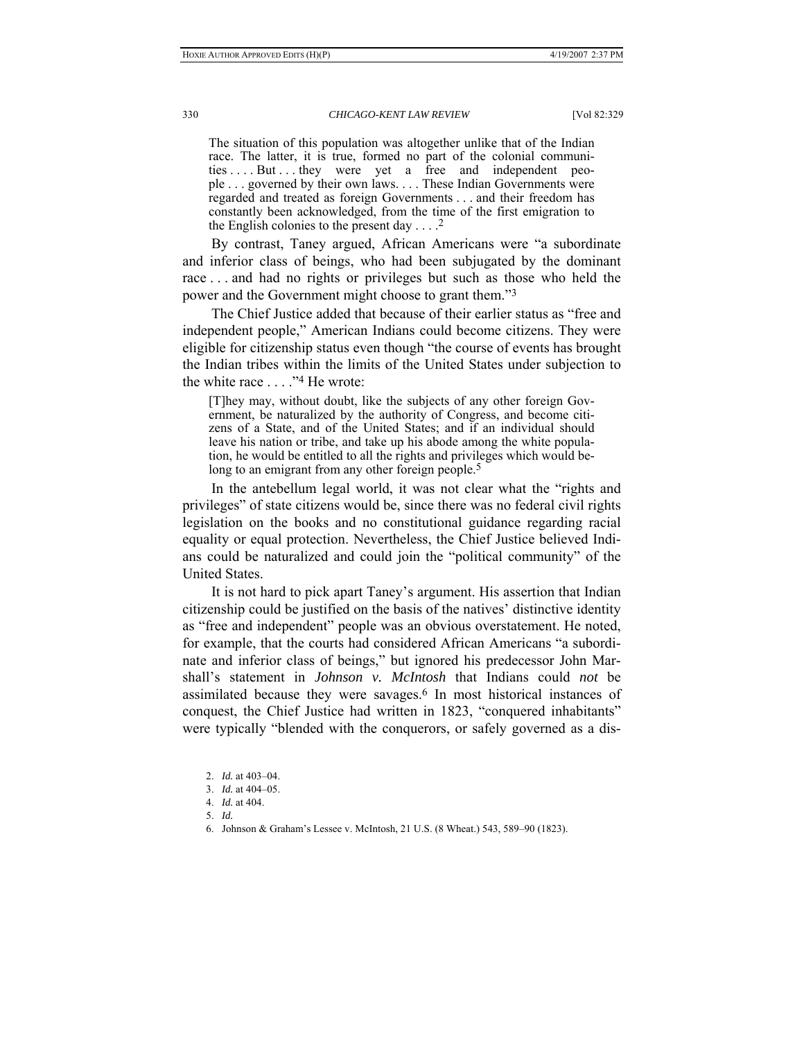> The situation of this population was altogether unlike that of the Indian race. The latter, it is true, formed no part of the colonial communities . . . . But . . . they were yet a free and independent people . . . governed by their own laws. . . . These Indian Governments were regarded and treated as foreign Governments . . . and their freedom has constantly been acknowledged, from the time of the first emigration to the English colonies to the present day . . . .[2]

By contrast, Taney argued, African Americans were "a subordinate and inferior class of beings, who had been subjugated by the dominant race . . . and had no rights or privileges but such as those who held the power and the Government might choose to grant them."[3]

The Chief Justice added that because of their earlier status as "free and independent people," American Indians could become citizens. They were eligible for citizenship status even though "the course of events has brought the Indian tribes within the limits of the United States under subjection to the white race . . . ."[4] He wrote:

> [T]hey may, without doubt, like the subjects of any other foreign Government, be naturalized by the authority of Congress, and become citizens of a State, and of the United States; and if an individual should leave his nation or tribe, and take up his abode among the white population, he would be entitled to all the rights and privileges which would belong to an emigrant from any other foreign people.[5]

In the antebellum legal world, it was not clear what the "rights and privileges" of state citizens would be, since there was no federal civil rights legislation on the books and no constitutional guidance regarding racial equality or equal protection. Nevertheless, the Chief Justice believed Indians could be naturalized and could join the "political community" of the United States.

It is not hard to pick apart Taney's argument. His assertion that Indian citizenship could be justified on the basis of the natives' distinctive identity as "free and independent" people was an obvious overstatement. He noted, for example, that the courts had considered African Americans "a subordinate and inferior class of beings," but ignored his predecessor John Marshall's statement in *Johnson v. McIntosh* that Indians could *not* be assimilated because they were savages.[6] In most historical instances of conquest, the Chief Justice had written in 1823, "conquered inhabitants" were typically "blended with the conquerors, or safely governed as a dis-

2. *Id.* at 403–04.
3. *Id.* at 404–05.
4. *Id.* at 404.
5. *Id.*
6. Johnson & Graham's Lessee v. McIntosh, 21 U.S. (8 Wheat.) 543, 589–90 (1823).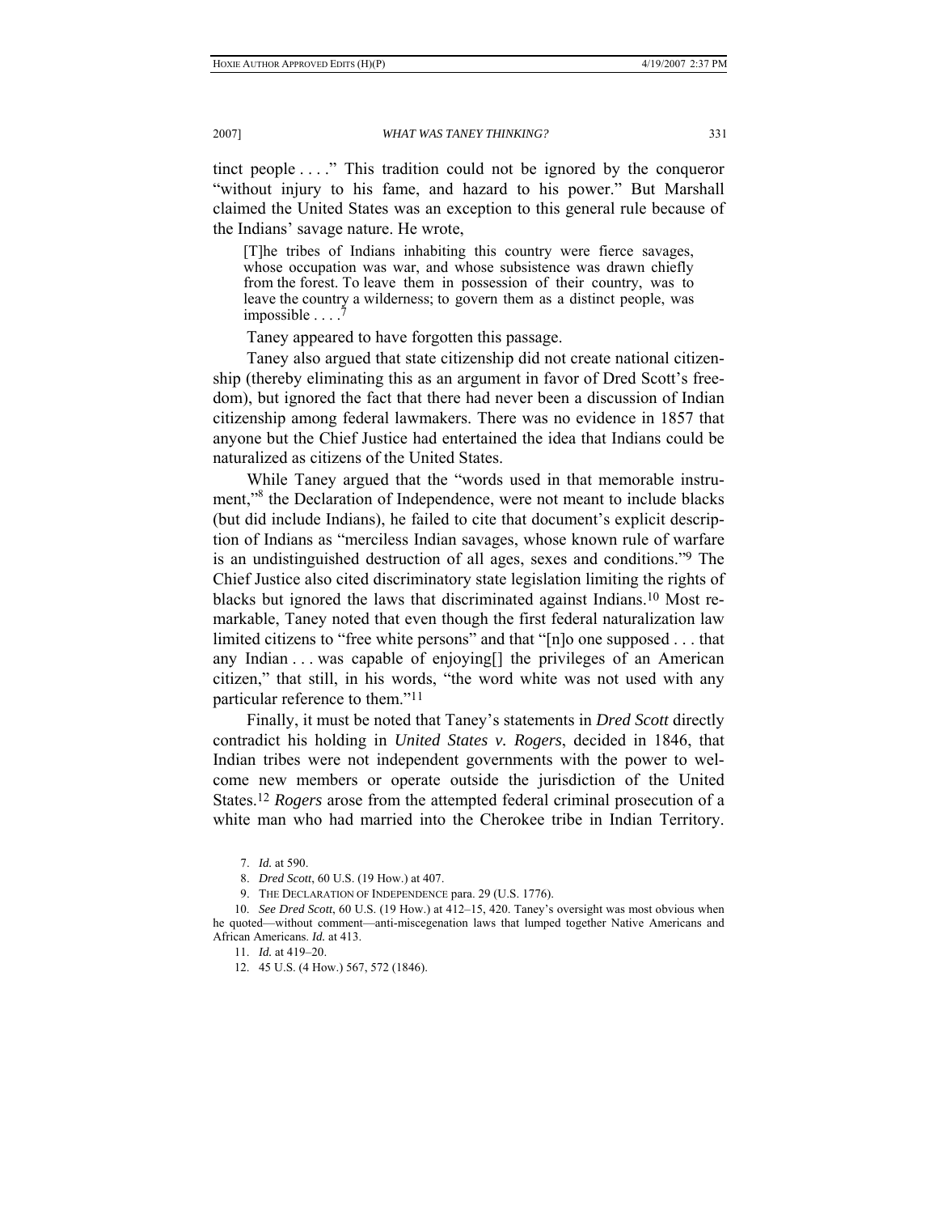tinct people . . . ." This tradition could not be ignored by the conqueror "without injury to his fame, and hazard to his power." But Marshall claimed the United States was an exception to this general rule because of the Indians' savage nature. He wrote,

> [T]he tribes of Indians inhabiting this country were fierce savages, whose occupation was war, and whose subsistence was drawn chiefly from the forest. To leave them in possession of their country, was to leave the country a wilderness; to govern them as a distinct people, was impossible . . . .[7]

Taney appeared to have forgotten this passage.

Taney also argued that state citizenship did not create national citizenship (thereby eliminating this as an argument in favor of Dred Scott's freedom), but ignored the fact that there had never been a discussion of Indian citizenship among federal lawmakers. There was no evidence in 1857 that anyone but the Chief Justice had entertained the idea that Indians could be naturalized as citizens of the United States.

While Taney argued that the "words used in that memorable instrument,"[8] the Declaration of Independence, were not meant to include blacks (but did include Indians), he failed to cite that document's explicit description of Indians as "merciless Indian savages, whose known rule of warfare is an undistinguished destruction of all ages, sexes and conditions."[9] The Chief Justice also cited discriminatory state legislation limiting the rights of blacks but ignored the laws that discriminated against Indians.[10] Most remarkable, Taney noted that even though the first federal naturalization law limited citizens to "free white persons" and that "[n]o one supposed . . . that any Indian . . . was capable of enjoying[] the privileges of an American citizen," that still, in his words, "the word white was not used with any particular reference to them."[11]

Finally, it must be noted that Taney's statements in *Dred Scott* directly contradict his holding in *United States v. Rogers*, decided in 1846, that Indian tribes were not independent governments with the power to welcome new members or operate outside the jurisdiction of the United States.[12] *Rogers* arose from the attempted federal criminal prosecution of a white man who had married into the Cherokee tribe in Indian Territory.

7. *Id.* at 590.

8. *Dred Scott*, 60 U.S. (19 How.) at 407.

9. THE DECLARATION OF INDEPENDENCE para. 29 (U.S. 1776).

10. *See Dred Scott*, 60 U.S. (19 How.) at 412–15, 420. Taney's oversight was most obvious when he quoted—without comment—anti-miscegenation laws that lumped together Native Americans and African Americans. *Id.* at 413.

11. *Id.* at 419–20.

12. 45 U.S. (4 How.) 567, 572 (1846).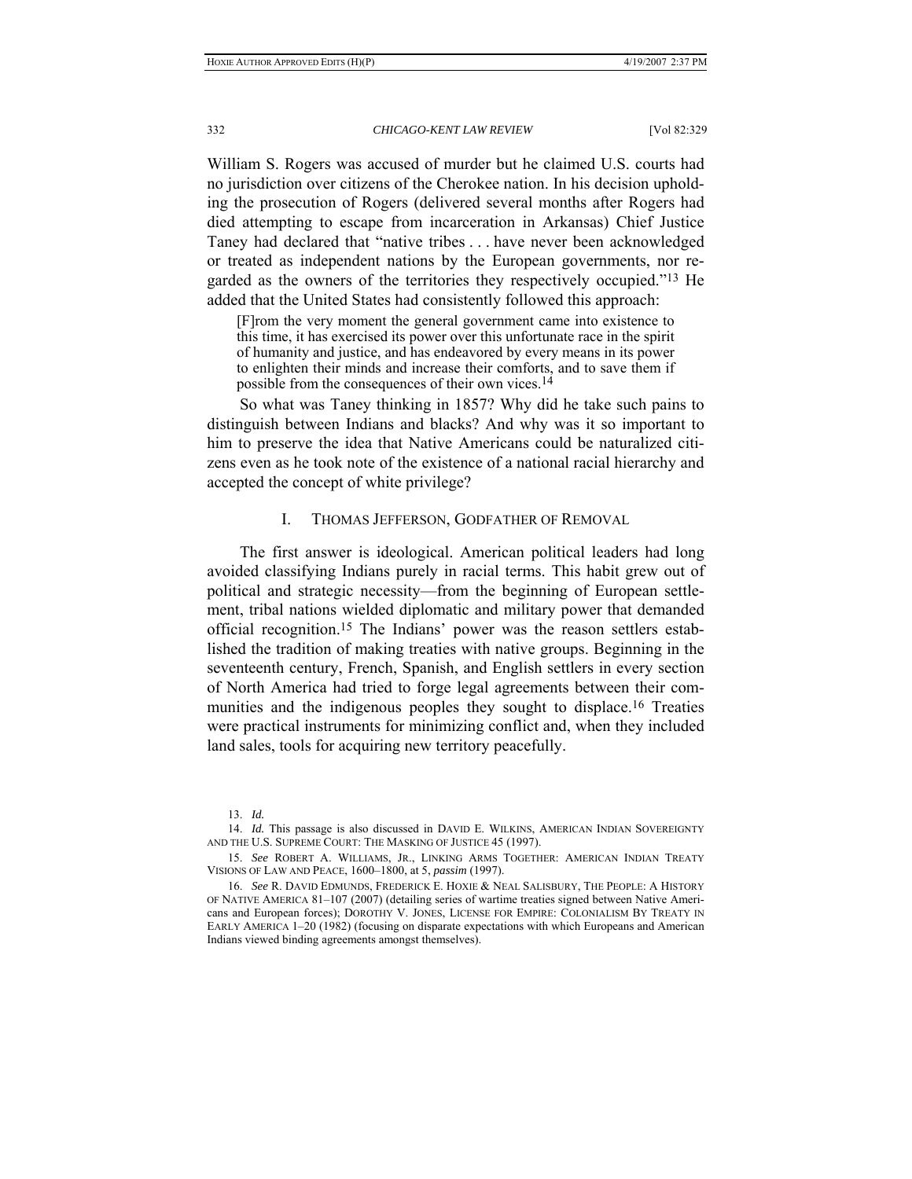William S. Rogers was accused of murder but he claimed U.S. courts had no jurisdiction over citizens of the Cherokee nation. In his decision upholding the prosecution of Rogers (delivered several months after Rogers had died attempting to escape from incarceration in Arkansas) Chief Justice Taney had declared that "native tribes . . . have never been acknowledged or treated as independent nations by the European governments, nor regarded as the owners of the territories they respectively occupied."[13] He added that the United States had consistently followed this approach:

> [F]rom the very moment the general government came into existence to this time, it has exercised its power over this unfortunate race in the spirit of humanity and justice, and has endeavored by every means in its power to enlighten their minds and increase their comforts, and to save them if possible from the consequences of their own vices.[14]

So what was Taney thinking in 1857? Why did he take such pains to distinguish between Indians and blacks? And why was it so important to him to preserve the idea that Native Americans could be naturalized citizens even as he took note of the existence of a national racial hierarchy and accepted the concept of white privilege?

## I. THOMAS JEFFERSON, GODFATHER OF REMOVAL

The first answer is ideological. American political leaders had long avoided classifying Indians purely in racial terms. This habit grew out of political and strategic necessity—from the beginning of European settlement, tribal nations wielded diplomatic and military power that demanded official recognition.[15] The Indians' power was the reason settlers established the tradition of making treaties with native groups. Beginning in the seventeenth century, French, Spanish, and English settlers in every section of North America had tried to forge legal agreements between their communities and the indigenous peoples they sought to displace.[16] Treaties were practical instruments for minimizing conflict and, when they included land sales, tools for acquiring new territory peacefully.

---

13. *Id.*

14. *Id.* This passage is also discussed in DAVID E. WILKINS, AMERICAN INDIAN SOVEREIGNTY AND THE U.S. SUPREME COURT: THE MASKING OF JUSTICE 45 (1997).

15. *See* ROBERT A. WILLIAMS, JR., LINKING ARMS TOGETHER: AMERICAN INDIAN TREATY VISIONS OF LAW AND PEACE, 1600–1800, at 5, *passim* (1997).

16. *See* R. DAVID EDMUNDS, FREDERICK E. HOXIE & NEAL SALISBURY, THE PEOPLE: A HISTORY OF NATIVE AMERICA 81–107 (2007) (detailing series of wartime treaties signed between Native Americans and European forces); DOROTHY V. JONES, LICENSE FOR EMPIRE: COLONIALISM BY TREATY IN EARLY AMERICA 1–20 (1982) (focusing on disparate expectations with which Europeans and American Indians viewed binding agreements amongst themselves).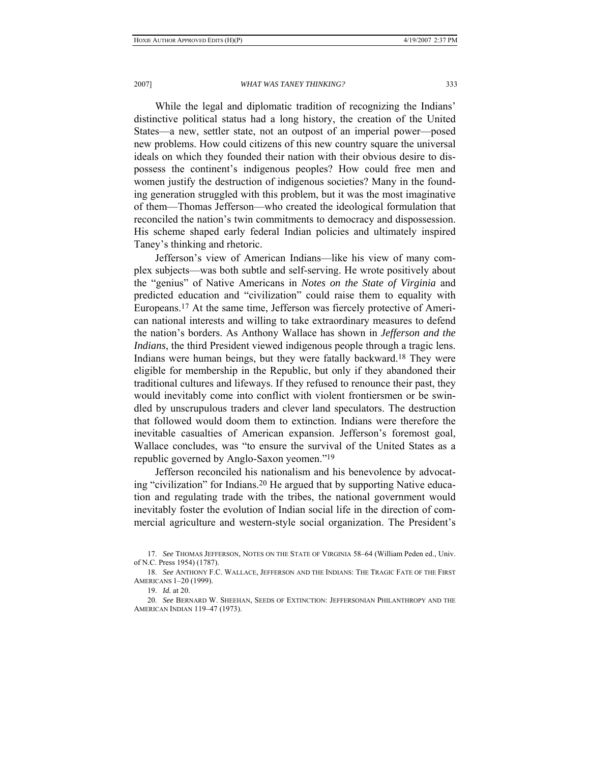While the legal and diplomatic tradition of recognizing the Indians' distinctive political status had a long history, the creation of the United States—a new, settler state, not an outpost of an imperial power—posed new problems. How could citizens of this new country square the universal ideals on which they founded their nation with their obvious desire to dispossess the continent's indigenous peoples? How could free men and women justify the destruction of indigenous societies? Many in the founding generation struggled with this problem, but it was the most imaginative of them—Thomas Jefferson—who created the ideological formulation that reconciled the nation's twin commitments to democracy and dispossession. His scheme shaped early federal Indian policies and ultimately inspired Taney's thinking and rhetoric.

Jefferson's view of American Indians—like his view of many complex subjects—was both subtle and self-serving. He wrote positively about the "genius" of Native Americans in *Notes on the State of Virginia* and predicted education and "civilization" could raise them to equality with Europeans.[17] At the same time, Jefferson was fiercely protective of American national interests and willing to take extraordinary measures to defend the nation's borders. As Anthony Wallace has shown in *Jefferson and the Indians*, the third President viewed indigenous people through a tragic lens. Indians were human beings, but they were fatally backward.[18] They were eligible for membership in the Republic, but only if they abandoned their traditional cultures and lifeways. If they refused to renounce their past, they would inevitably come into conflict with violent frontiersmen or be swindled by unscrupulous traders and clever land speculators. The destruction that followed would doom them to extinction. Indians were therefore the inevitable casualties of American expansion. Jefferson's foremost goal, Wallace concludes, was "to ensure the survival of the United States as a republic governed by Anglo-Saxon yeomen."[19]

Jefferson reconciled his nationalism and his benevolence by advocating "civilization" for Indians.[20] He argued that by supporting Native education and regulating trade with the tribes, the national government would inevitably foster the evolution of Indian social life in the direction of commercial agriculture and western-style social organization. The President's

17. *See* THOMAS JEFFERSON, NOTES ON THE STATE OF VIRGINIA 58–64 (William Peden ed., Univ. of N.C. Press 1954) (1787).

18. *See* ANTHONY F.C. WALLACE, JEFFERSON AND THE INDIANS: THE TRAGIC FATE OF THE FIRST AMERICANS 1–20 (1999).

19. *Id.* at 20.

20. *See* BERNARD W. SHEEHAN, SEEDS OF EXTINCTION: JEFFERSONIAN PHILANTHROPY AND THE AMERICAN INDIAN 119–47 (1973).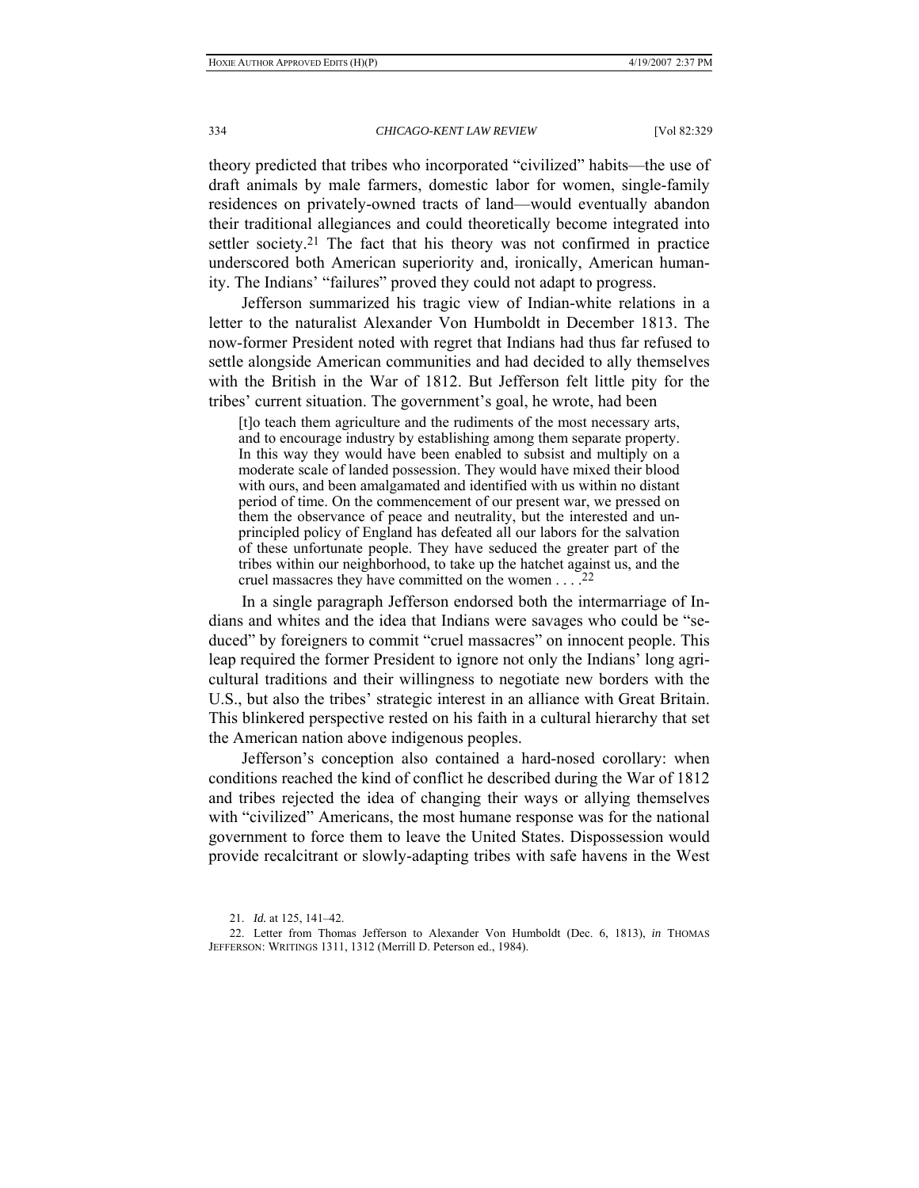theory predicted that tribes who incorporated "civilized" habits—the use of draft animals by male farmers, domestic labor for women, single-family residences on privately-owned tracts of land—would eventually abandon their traditional allegiances and could theoretically become integrated into settler society.[21] The fact that his theory was not confirmed in practice underscored both American superiority and, ironically, American humanity. The Indians' "failures" proved they could not adapt to progress.

Jefferson summarized his tragic view of Indian-white relations in a letter to the naturalist Alexander Von Humboldt in December 1813. The now-former President noted with regret that Indians had thus far refused to settle alongside American communities and had decided to ally themselves with the British in the War of 1812. But Jefferson felt little pity for the tribes' current situation. The government's goal, he wrote, had been

> [t]o teach them agriculture and the rudiments of the most necessary arts, and to encourage industry by establishing among them separate property. In this way they would have been enabled to subsist and multiply on a moderate scale of landed possession. They would have mixed their blood with ours, and been amalgamated and identified with us within no distant period of time. On the commencement of our present war, we pressed on them the observance of peace and neutrality, but the interested and unprincipled policy of England has defeated all our labors for the salvation of these unfortunate people. They have seduced the greater part of the tribes within our neighborhood, to take up the hatchet against us, and the cruel massacres they have committed on the women . . . .[22]

In a single paragraph Jefferson endorsed both the intermarriage of Indians and whites and the idea that Indians were savages who could be "seduced" by foreigners to commit "cruel massacres" on innocent people. This leap required the former President to ignore not only the Indians' long agricultural traditions and their willingness to negotiate new borders with the U.S., but also the tribes' strategic interest in an alliance with Great Britain. This blinkered perspective rested on his faith in a cultural hierarchy that set the American nation above indigenous peoples.

Jefferson's conception also contained a hard-nosed corollary: when conditions reached the kind of conflict he described during the War of 1812 and tribes rejected the idea of changing their ways or allying themselves with "civilized" Americans, the most humane response was for the national government to force them to leave the United States. Dispossession would provide recalcitrant or slowly-adapting tribes with safe havens in the West

21. *Id.* at 125, 141–42.

22. Letter from Thomas Jefferson to Alexander Von Humboldt (Dec. 6, 1813), *in* THOMAS JEFFERSON: WRITINGS 1311, 1312 (Merrill D. Peterson ed., 1984).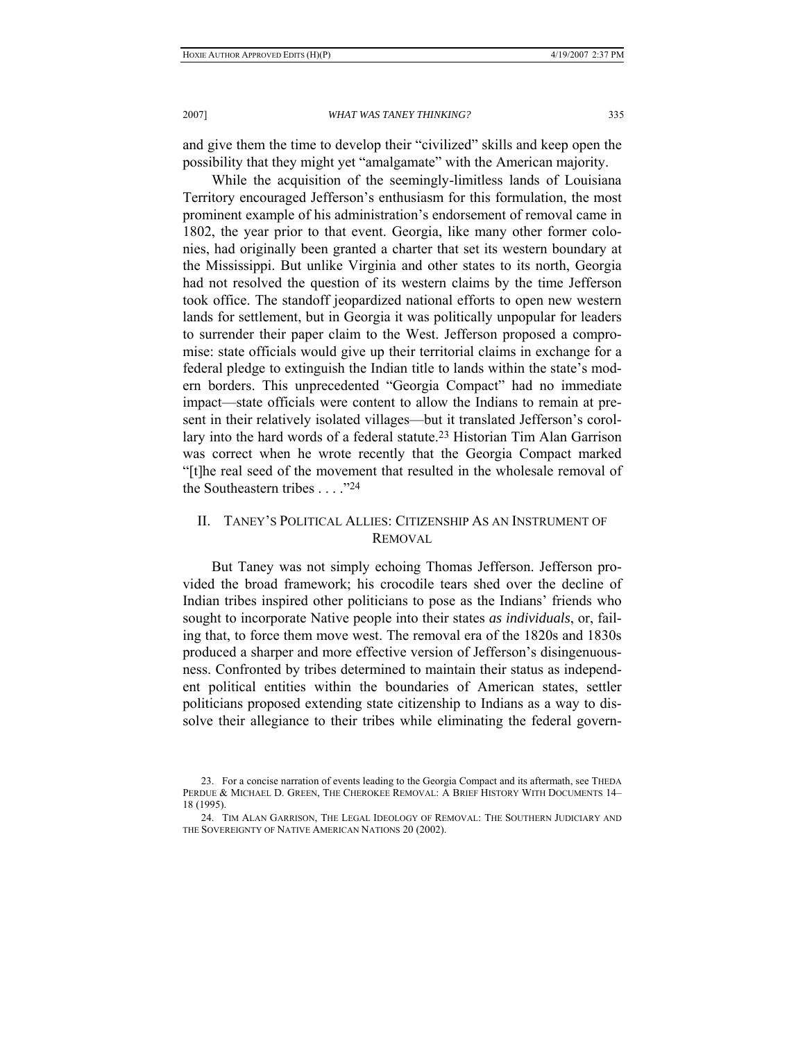and give them the time to develop their "civilized" skills and keep open the possibility that they might yet "amalgamate" with the American majority.

While the acquisition of the seemingly-limitless lands of Louisiana Territory encouraged Jefferson's enthusiasm for this formulation, the most prominent example of his administration's endorsement of removal came in 1802, the year prior to that event. Georgia, like many other former colonies, had originally been granted a charter that set its western boundary at the Mississippi. But unlike Virginia and other states to its north, Georgia had not resolved the question of its western claims by the time Jefferson took office. The standoff jeopardized national efforts to open new western lands for settlement, but in Georgia it was politically unpopular for leaders to surrender their paper claim to the West. Jefferson proposed a compromise: state officials would give up their territorial claims in exchange for a federal pledge to extinguish the Indian title to lands within the state's modern borders. This unprecedented "Georgia Compact" had no immediate impact—state officials were content to allow the Indians to remain at present in their relatively isolated villages—but it translated Jefferson's corollary into the hard words of a federal statute.[23] Historian Tim Alan Garrison was correct when he wrote recently that the Georgia Compact marked "[t]he real seed of the movement that resulted in the wholesale removal of the Southeastern tribes . . . ."[24]

## II. TANEY'S POLITICAL ALLIES: CITIZENSHIP AS AN INSTRUMENT OF REMOVAL

But Taney was not simply echoing Thomas Jefferson. Jefferson provided the broad framework; his crocodile tears shed over the decline of Indian tribes inspired other politicians to pose as the Indians' friends who sought to incorporate Native people into their states *as individuals*, or, failing that, to force them move west. The removal era of the 1820s and 1830s produced a sharper and more effective version of Jefferson's disingenuousness. Confronted by tribes determined to maintain their status as independent political entities within the boundaries of American states, settler politicians proposed extending state citizenship to Indians as a way to dissolve their allegiance to their tribes while eliminating the federal govern-

23. For a concise narration of events leading to the Georgia Compact and its aftermath, see THEDA PERDUE & MICHAEL D. GREEN, THE CHEROKEE REMOVAL: A BRIEF HISTORY WITH DOCUMENTS 14–18 (1995).

24. TIM ALAN GARRISON, THE LEGAL IDEOLOGY OF REMOVAL: THE SOUTHERN JUDICIARY AND THE SOVEREIGNTY OF NATIVE AMERICAN NATIONS 20 (2002).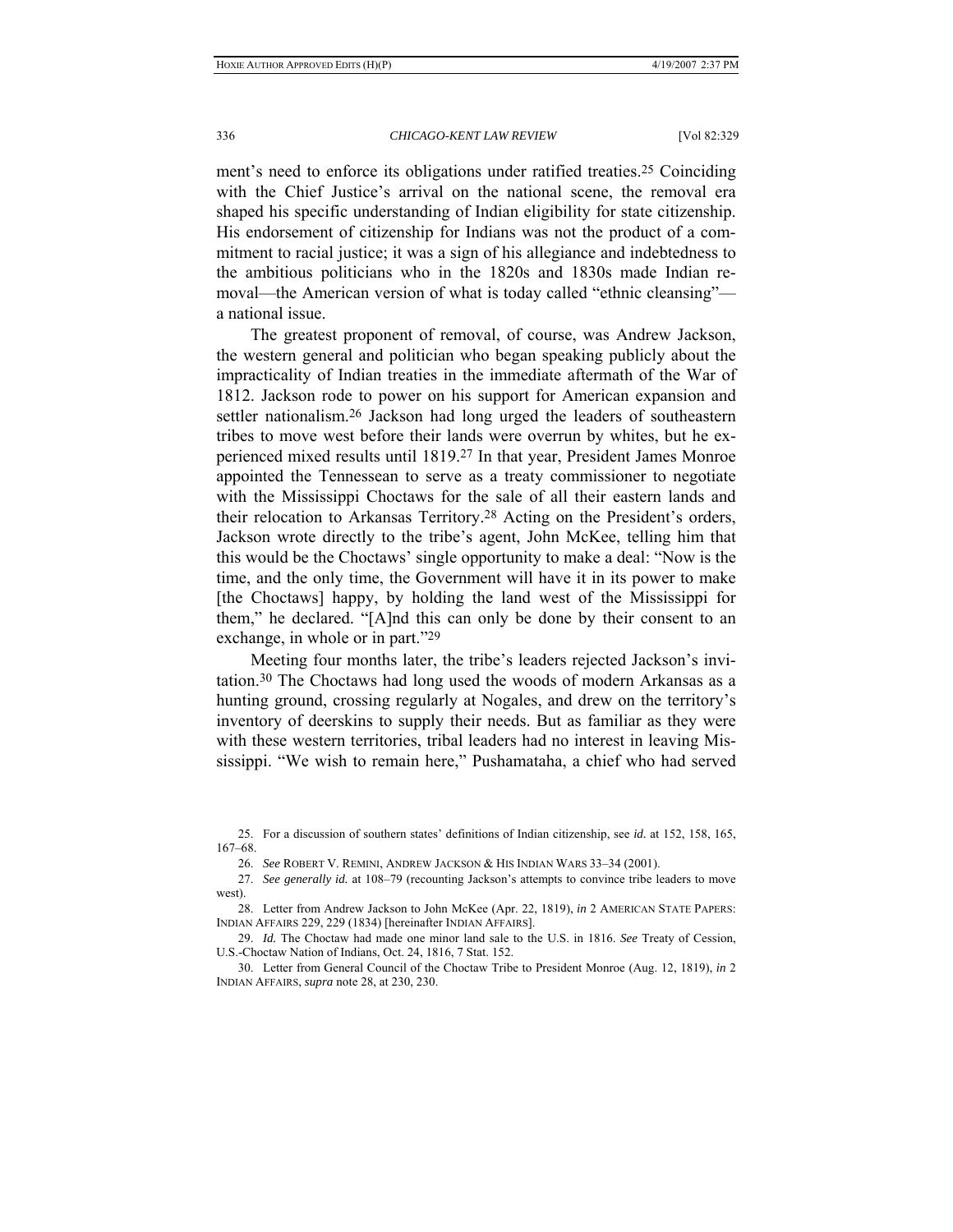ment's need to enforce its obligations under ratified treaties.[25] Coinciding with the Chief Justice's arrival on the national scene, the removal era shaped his specific understanding of Indian eligibility for state citizenship. His endorsement of citizenship for Indians was not the product of a commitment to racial justice; it was a sign of his allegiance and indebtedness to the ambitious politicians who in the 1820s and 1830s made Indian removal—the American version of what is today called "ethnic cleansing"—a national issue.

The greatest proponent of removal, of course, was Andrew Jackson, the western general and politician who began speaking publicly about the impracticality of Indian treaties in the immediate aftermath of the War of 1812. Jackson rode to power on his support for American expansion and settler nationalism.[26] Jackson had long urged the leaders of southeastern tribes to move west before their lands were overrun by whites, but he experienced mixed results until 1819.[27] In that year, President James Monroe appointed the Tennessean to serve as a treaty commissioner to negotiate with the Mississippi Choctaws for the sale of all their eastern lands and their relocation to Arkansas Territory.[28] Acting on the President's orders, Jackson wrote directly to the tribe's agent, John McKee, telling him that this would be the Choctaws' single opportunity to make a deal: "Now is the time, and the only time, the Government will have it in its power to make [the Choctaws] happy, by holding the land west of the Mississippi for them," he declared. "[A]nd this can only be done by their consent to an exchange, in whole or in part."[29]

Meeting four months later, the tribe's leaders rejected Jackson's invitation.[30] The Choctaws had long used the woods of modern Arkansas as a hunting ground, crossing regularly at Nogales, and drew on the territory's inventory of deerskins to supply their needs. But as familiar as they were with these western territories, tribal leaders had no interest in leaving Mississippi. "We wish to remain here," Pushamataha, a chief who had served

---

25. For a discussion of southern states' definitions of Indian citizenship, see *id.* at 152, 158, 165, 167–68.

26. *See* ROBERT V. REMINI, ANDREW JACKSON & HIS INDIAN WARS 33–34 (2001).

27. *See generally id.* at 108–79 (recounting Jackson's attempts to convince tribe leaders to move west).

28. Letter from Andrew Jackson to John McKee (Apr. 22, 1819), *in* 2 AMERICAN STATE PAPERS: INDIAN AFFAIRS 229, 229 (1834) [hereinafter INDIAN AFFAIRS].

29. *Id.* The Choctaw had made one minor land sale to the U.S. in 1816. *See* Treaty of Cession, U.S.-Choctaw Nation of Indians, Oct. 24, 1816, 7 Stat. 152.

30. Letter from General Council of the Choctaw Tribe to President Monroe (Aug. 12, 1819), *in* 2 INDIAN AFFAIRS, *supra* note 28, at 230, 230.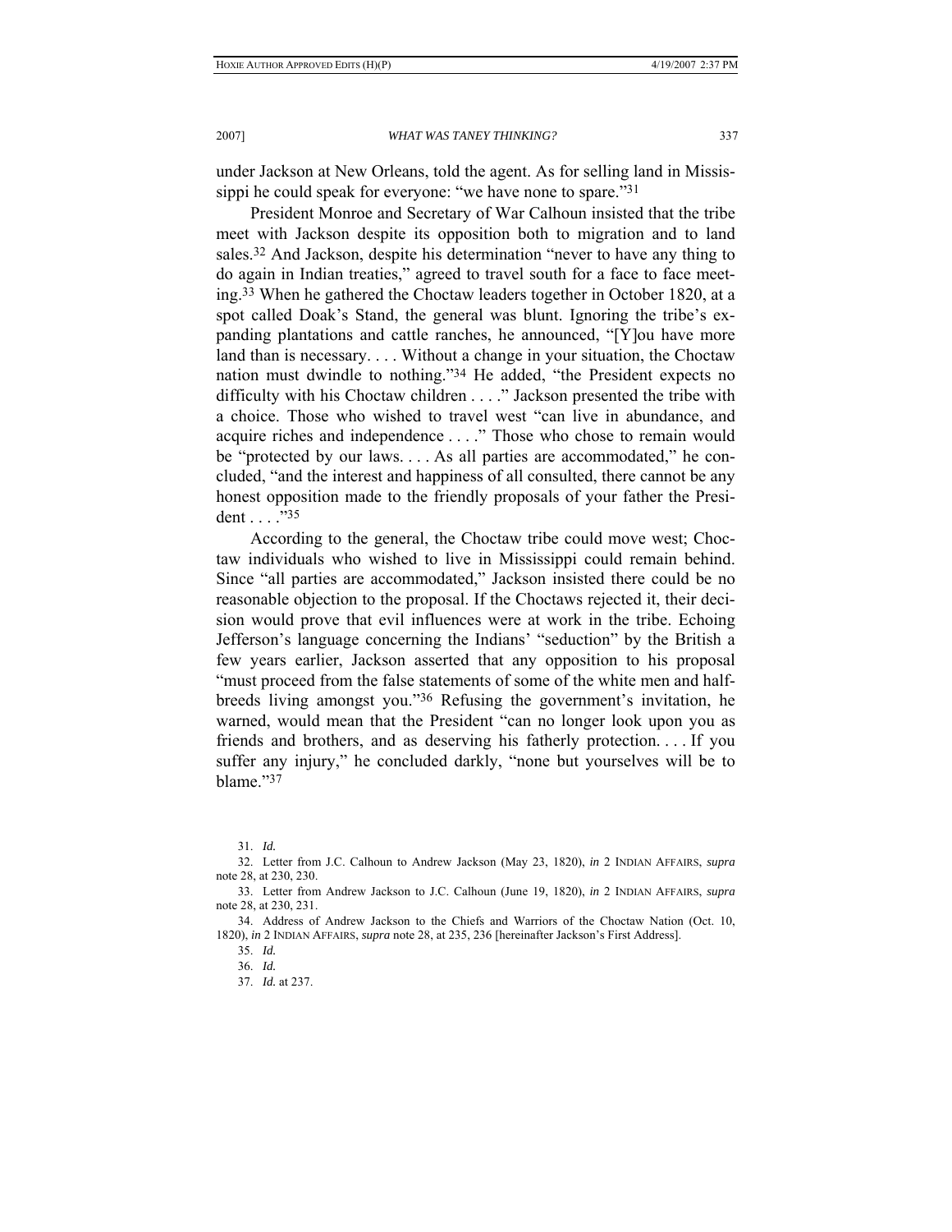under Jackson at New Orleans, told the agent. As for selling land in Mississippi he could speak for everyone: "we have none to spare."[31]

President Monroe and Secretary of War Calhoun insisted that the tribe meet with Jackson despite its opposition both to migration and to land sales.[32] And Jackson, despite his determination "never to have any thing to do again in Indian treaties," agreed to travel south for a face to face meeting.[33] When he gathered the Choctaw leaders together in October 1820, at a spot called Doak's Stand, the general was blunt. Ignoring the tribe's expanding plantations and cattle ranches, he announced, "[Y]ou have more land than is necessary. . . . Without a change in your situation, the Choctaw nation must dwindle to nothing."[34] He added, "the President expects no difficulty with his Choctaw children . . . ." Jackson presented the tribe with a choice. Those who wished to travel west "can live in abundance, and acquire riches and independence . . . ." Those who chose to remain would be "protected by our laws. . . . As all parties are accommodated," he concluded, "and the interest and happiness of all consulted, there cannot be any honest opposition made to the friendly proposals of your father the President . . . ."[35]

According to the general, the Choctaw tribe could move west; Choctaw individuals who wished to live in Mississippi could remain behind. Since "all parties are accommodated," Jackson insisted there could be no reasonable objection to the proposal. If the Choctaws rejected it, their decision would prove that evil influences were at work in the tribe. Echoing Jefferson's language concerning the Indians' "seduction" by the British a few years earlier, Jackson asserted that any opposition to his proposal "must proceed from the false statements of some of the white men and half-breeds living amongst you."[36] Refusing the government's invitation, he warned, would mean that the President "can no longer look upon you as friends and brothers, and as deserving his fatherly protection. . . . If you suffer any injury," he concluded darkly, "none but yourselves will be to blame."[37]

31. *Id.*

32. Letter from J.C. Calhoun to Andrew Jackson (May 23, 1820), *in* 2 INDIAN AFFAIRS, *supra* note 28, at 230, 230.

33. Letter from Andrew Jackson to J.C. Calhoun (June 19, 1820), *in* 2 INDIAN AFFAIRS, *supra* note 28, at 230, 231.

34. Address of Andrew Jackson to the Chiefs and Warriors of the Choctaw Nation (Oct. 10, 1820), *in* 2 INDIAN AFFAIRS, *supra* note 28, at 235, 236 [hereinafter Jackson's First Address].

35. *Id.*

36. *Id.*

37. *Id.* at 237.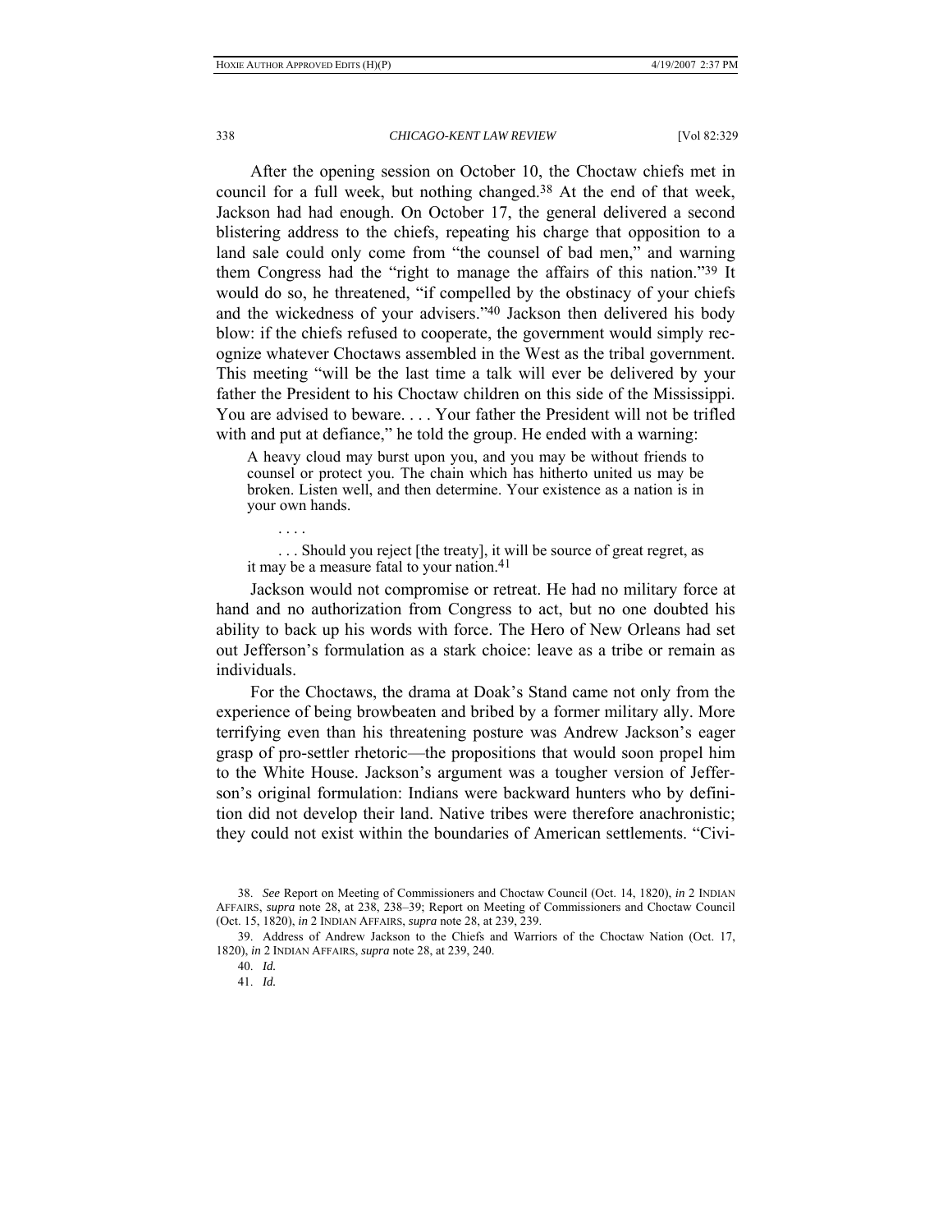After the opening session on October 10, the Choctaw chiefs met in council for a full week, but nothing changed.[38] At the end of that week, Jackson had had enough. On October 17, the general delivered a second blistering address to the chiefs, repeating his charge that opposition to a land sale could only come from "the counsel of bad men," and warning them Congress had the "right to manage the affairs of this nation."[39] It would do so, he threatened, "if compelled by the obstinacy of your chiefs and the wickedness of your advisers."[40] Jackson then delivered his body blow: if the chiefs refused to cooperate, the government would simply recognize whatever Choctaws assembled in the West as the tribal government. This meeting "will be the last time a talk will ever be delivered by your father the President to his Choctaw children on this side of the Mississippi. You are advised to beware. . . . Your father the President will not be trifled with and put at defiance," he told the group. He ended with a warning:

> A heavy cloud may burst upon you, and you may be without friends to counsel or protect you. The chain which has hitherto united us may be broken. Listen well, and then determine. Your existence as a nation is in your own hands.
>
> . . . .
>
> . . . Should you reject [the treaty], it will be source of great regret, as it may be a measure fatal to your nation.[41]

Jackson would not compromise or retreat. He had no military force at hand and no authorization from Congress to act, but no one doubted his ability to back up his words with force. The Hero of New Orleans had set out Jefferson's formulation as a stark choice: leave as a tribe or remain as individuals.

For the Choctaws, the drama at Doak's Stand came not only from the experience of being browbeaten and bribed by a former military ally. More terrifying even than his threatening posture was Andrew Jackson's eager grasp of pro-settler rhetoric—the propositions that would soon propel him to the White House. Jackson's argument was a tougher version of Jefferson's original formulation: Indians were backward hunters who by definition did not develop their land. Native tribes were therefore anachronistic; they could not exist within the boundaries of American settlements. "Civi-

---

38. *See* Report on Meeting of Commissioners and Choctaw Council (Oct. 14, 1820), *in* 2 INDIAN AFFAIRS, *supra* note 28, at 238, 238–39; Report on Meeting of Commissioners and Choctaw Council (Oct. 15, 1820), *in* 2 INDIAN AFFAIRS, *supra* note 28, at 239, 239.

39. Address of Andrew Jackson to the Chiefs and Warriors of the Choctaw Nation (Oct. 17, 1820), *in* 2 INDIAN AFFAIRS, *supra* note 28, at 239, 240.

40. *Id.*

41. *Id.*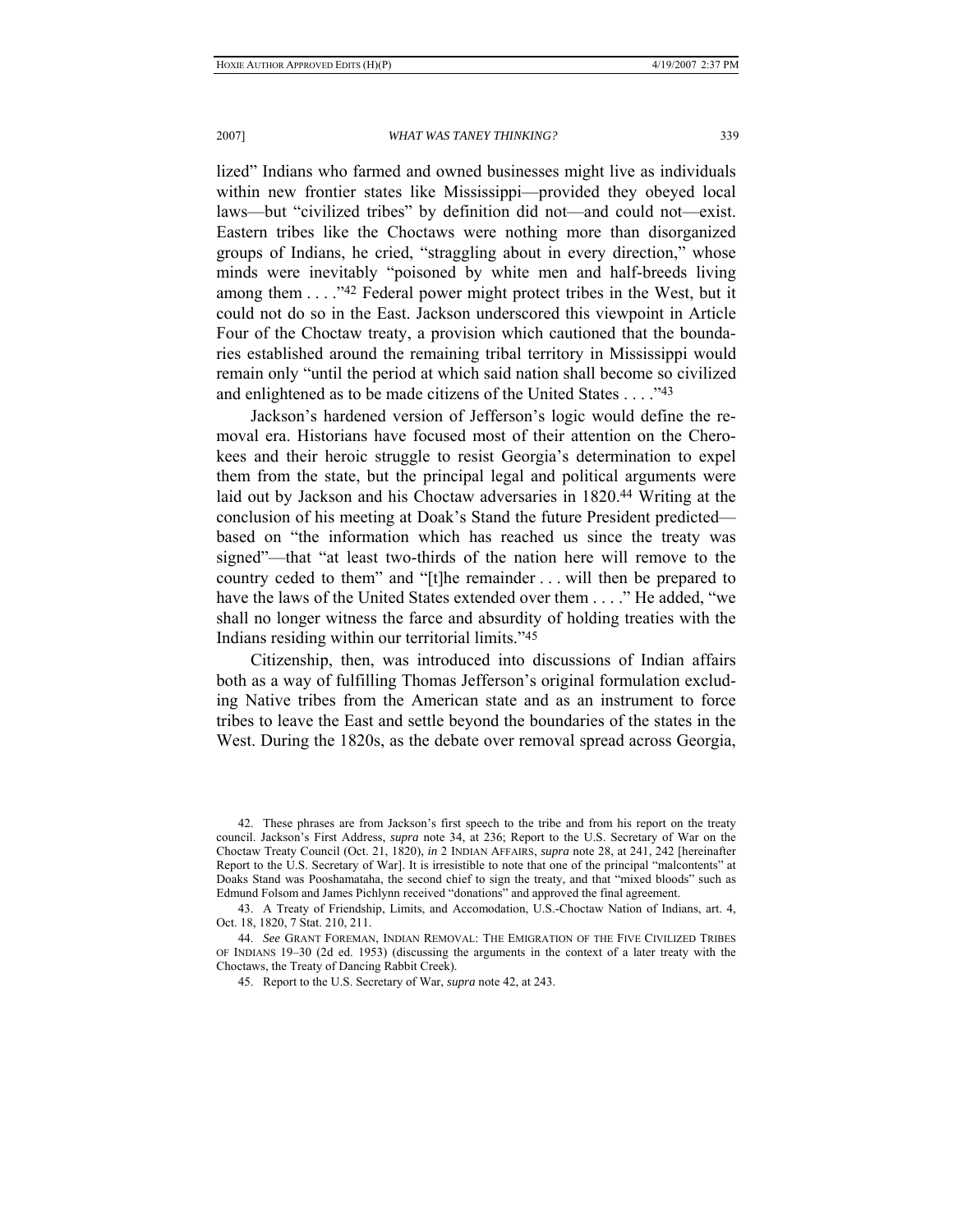lized" Indians who farmed and owned businesses might live as individuals within new frontier states like Mississippi—provided they obeyed local laws—but "civilized tribes" by definition did not—and could not—exist. Eastern tribes like the Choctaws were nothing more than disorganized groups of Indians, he cried, "straggling about in every direction," whose minds were inevitably "poisoned by white men and half-breeds living among them . . . ."[42] Federal power might protect tribes in the West, but it could not do so in the East. Jackson underscored this viewpoint in Article Four of the Choctaw treaty, a provision which cautioned that the boundaries established around the remaining tribal territory in Mississippi would remain only "until the period at which said nation shall become so civilized and enlightened as to be made citizens of the United States . . . ."[43]

Jackson's hardened version of Jefferson's logic would define the removal era. Historians have focused most of their attention on the Cherokees and their heroic struggle to resist Georgia's determination to expel them from the state, but the principal legal and political arguments were laid out by Jackson and his Choctaw adversaries in 1820.[44] Writing at the conclusion of his meeting at Doak's Stand the future President predicted—based on "the information which has reached us since the treaty was signed"—that "at least two-thirds of the nation here will remove to the country ceded to them" and "[t]he remainder . . . will then be prepared to have the laws of the United States extended over them . . . ." He added, "we shall no longer witness the farce and absurdity of holding treaties with the Indians residing within our territorial limits."[45]

Citizenship, then, was introduced into discussions of Indian affairs both as a way of fulfilling Thomas Jefferson's original formulation excluding Native tribes from the American state and as an instrument to force tribes to leave the East and settle beyond the boundaries of the states in the West. During the 1820s, as the debate over removal spread across Georgia,

---

42. These phrases are from Jackson's first speech to the tribe and from his report on the treaty council. Jackson's First Address, *supra* note 34, at 236; Report to the U.S. Secretary of War on the Choctaw Treaty Council (Oct. 21, 1820), *in* 2 INDIAN AFFAIRS, *supra* note 28, at 241, 242 [hereinafter Report to the U.S. Secretary of War]. It is irresistible to note that one of the principal "malcontents" at Doaks Stand was Pooshamataha, the second chief to sign the treaty, and that "mixed bloods" such as Edmund Folsom and James Pichlynn received "donations" and approved the final agreement.

43. A Treaty of Friendship, Limits, and Accomodation, U.S.-Choctaw Nation of Indians, art. 4, Oct. 18, 1820, 7 Stat. 210, 211.

44. *See* GRANT FOREMAN, INDIAN REMOVAL: THE EMIGRATION OF THE FIVE CIVILIZED TRIBES OF INDIANS 19–30 (2d ed. 1953) (discussing the arguments in the context of a later treaty with the Choctaws, the Treaty of Dancing Rabbit Creek).

45. Report to the U.S. Secretary of War, *supra* note 42, at 243.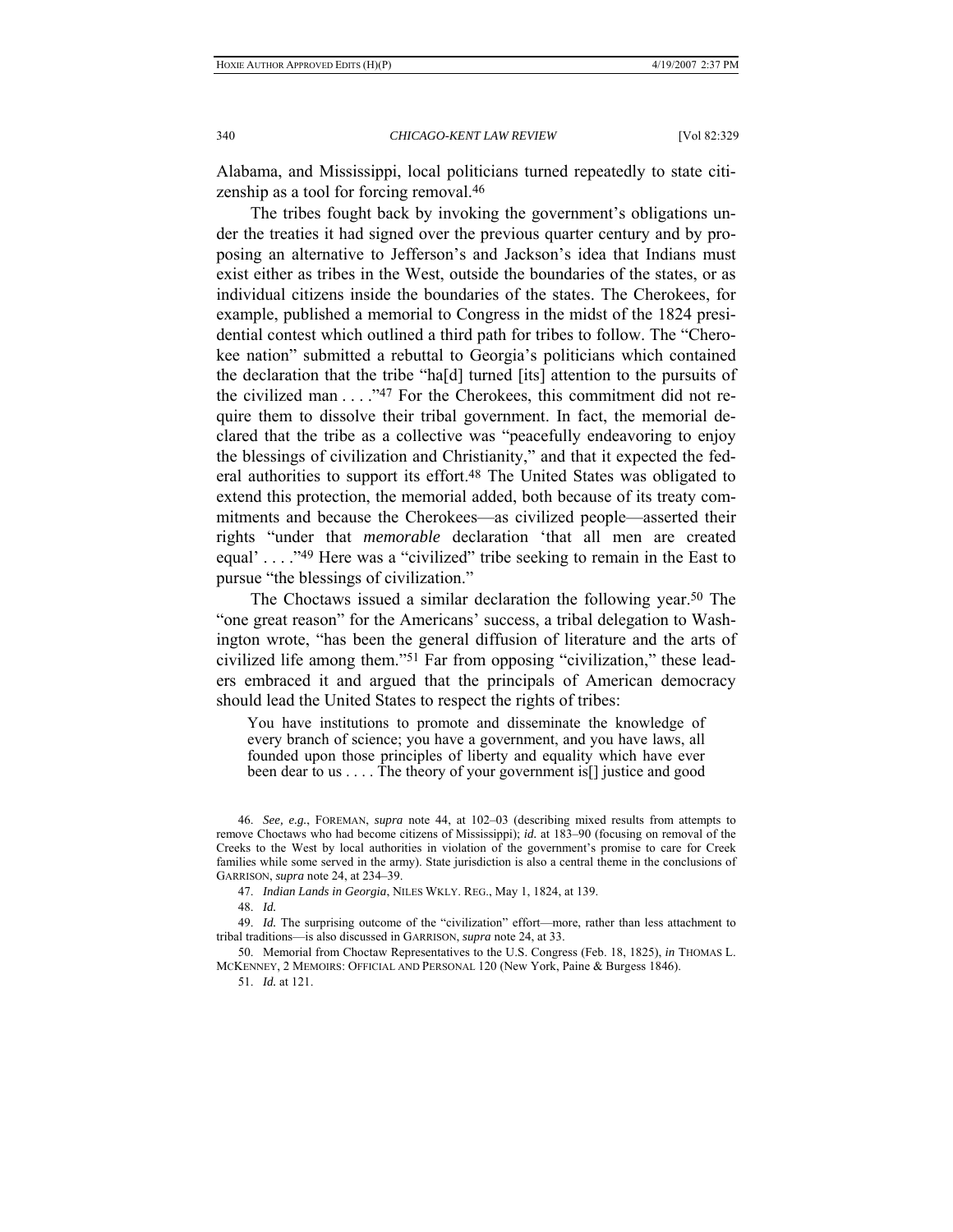Alabama, and Mississippi, local politicians turned repeatedly to state citizenship as a tool for forcing removal.[46]

The tribes fought back by invoking the government's obligations under the treaties it had signed over the previous quarter century and by proposing an alternative to Jefferson's and Jackson's idea that Indians must exist either as tribes in the West, outside the boundaries of the states, or as individual citizens inside the boundaries of the states. The Cherokees, for example, published a memorial to Congress in the midst of the 1824 presidential contest which outlined a third path for tribes to follow. The "Cherokee nation" submitted a rebuttal to Georgia's politicians which contained the declaration that the tribe "ha[d] turned [its] attention to the pursuits of the civilized man . . . ."[47] For the Cherokees, this commitment did not require them to dissolve their tribal government. In fact, the memorial declared that the tribe as a collective was "peacefully endeavoring to enjoy the blessings of civilization and Christianity," and that it expected the federal authorities to support its effort.[48] The United States was obligated to extend this protection, the memorial added, both because of its treaty commitments and because the Cherokees—as civilized people—asserted their rights "under that *memorable* declaration 'that all men are created equal' . . . ."[49] Here was a "civilized" tribe seeking to remain in the East to pursue "the blessings of civilization."

The Choctaws issued a similar declaration the following year.[50] The "one great reason" for the Americans' success, a tribal delegation to Washington wrote, "has been the general diffusion of literature and the arts of civilized life among them."[51] Far from opposing "civilization," these leaders embraced it and argued that the principals of American democracy should lead the United States to respect the rights of tribes:

> You have institutions to promote and disseminate the knowledge of every branch of science; you have a government, and you have laws, all founded upon those principles of liberty and equality which have ever been dear to us . . . . The theory of your government is[] justice and good

---

46. *See, e.g.*, FOREMAN, *supra* note 44, at 102–03 (describing mixed results from attempts to remove Choctaws who had become citizens of Mississippi); *id.* at 183–90 (focusing on removal of the Creeks to the West by local authorities in violation of the government's promise to care for Creek families while some served in the army). State jurisdiction is also a central theme in the conclusions of GARRISON, *supra* note 24, at 234–39.

47. *Indian Lands in Georgia*, NILES WKLY. REG., May 1, 1824, at 139.

48. *Id.*

49. *Id.* The surprising outcome of the "civilization" effort—more, rather than less attachment to tribal traditions—is also discussed in GARRISON, *supra* note 24, at 33.

50. Memorial from Choctaw Representatives to the U.S. Congress (Feb. 18, 1825), *in* THOMAS L. MCKENNEY, 2 MEMOIRS: OFFICIAL AND PERSONAL 120 (New York, Paine & Burgess 1846).

51. *Id.* at 121.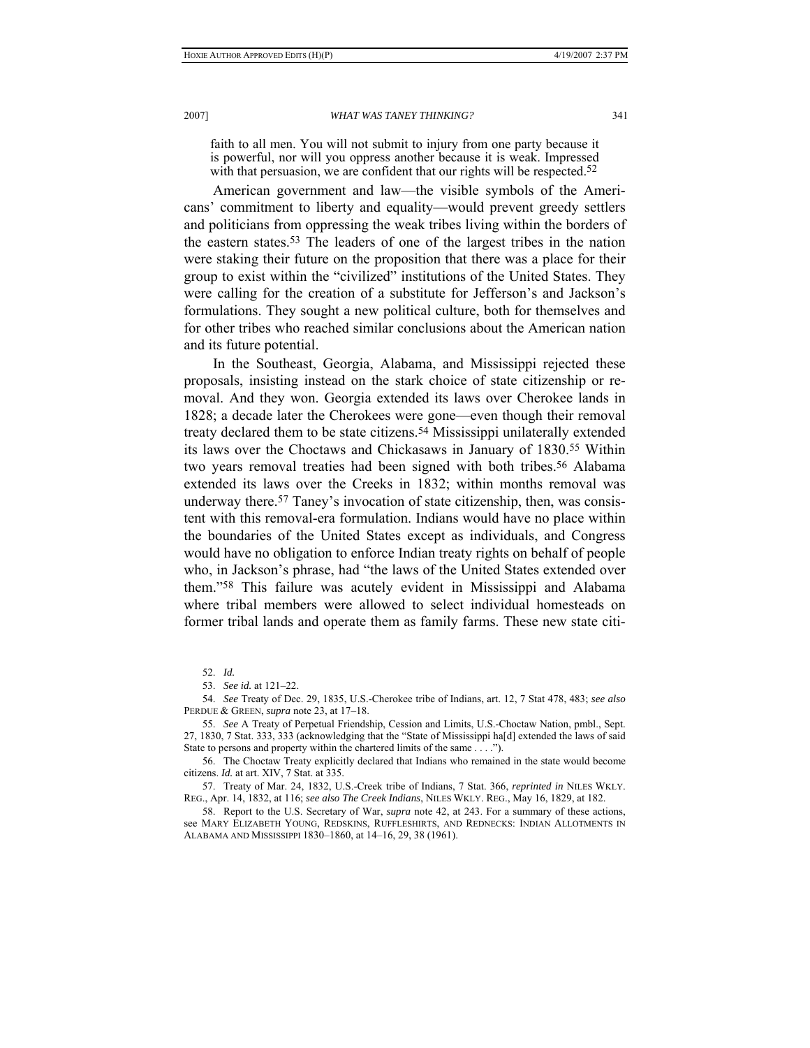> faith to all men. You will not submit to injury from one party because it is powerful, nor will you oppress another because it is weak. Impressed with that persuasion, we are confident that our rights will be respected.[52]

American government and law—the visible symbols of the Americans' commitment to liberty and equality—would prevent greedy settlers and politicians from oppressing the weak tribes living within the borders of the eastern states.[53] The leaders of one of the largest tribes in the nation were staking their future on the proposition that there was a place for their group to exist within the "civilized" institutions of the United States. They were calling for the creation of a substitute for Jefferson's and Jackson's formulations. They sought a new political culture, both for themselves and for other tribes who reached similar conclusions about the American nation and its future potential.

In the Southeast, Georgia, Alabama, and Mississippi rejected these proposals, insisting instead on the stark choice of state citizenship or removal. And they won. Georgia extended its laws over Cherokee lands in 1828; a decade later the Cherokees were gone—even though their removal treaty declared them to be state citizens.[54] Mississippi unilaterally extended its laws over the Choctaws and Chickasaws in January of 1830.[55] Within two years removal treaties had been signed with both tribes.[56] Alabama extended its laws over the Creeks in 1832; within months removal was underway there.[57] Taney's invocation of state citizenship, then, was consistent with this removal-era formulation. Indians would have no place within the boundaries of the United States except as individuals, and Congress would have no obligation to enforce Indian treaty rights on behalf of people who, in Jackson's phrase, had "the laws of the United States extended over them."[58] This failure was acutely evident in Mississippi and Alabama where tribal members were allowed to select individual homesteads on former tribal lands and operate them as family farms. These new state citi-

---

52. *Id.*

53. *See id.* at 121–22.

54. *See* Treaty of Dec. 29, 1835, U.S.-Cherokee tribe of Indians, art. 12, 7 Stat 478, 483; *see also* PERDUE & GREEN, *supra* note 23, at 17–18.

55. *See* A Treaty of Perpetual Friendship, Cession and Limits, U.S.-Choctaw Nation, pmbl., Sept. 27, 1830, 7 Stat. 333, 333 (acknowledging that the "State of Mississippi ha[d] extended the laws of said State to persons and property within the chartered limits of the same . . . .").

56. The Choctaw Treaty explicitly declared that Indians who remained in the state would become citizens. *Id.* at art. XIV, 7 Stat. at 335.

57. Treaty of Mar. 24, 1832, U.S.-Creek tribe of Indians, 7 Stat. 366, *reprinted in* NILES WKLY. REG., Apr. 14, 1832, at 116; *see also The Creek Indians*, NILES WKLY. REG., May 16, 1829, at 182.

58. Report to the U.S. Secretary of War, *supra* note 42, at 243. For a summary of these actions, see MARY ELIZABETH YOUNG, REDSKINS, RUFFLESHIRTS, AND REDNECKS: INDIAN ALLOTMENTS IN ALABAMA AND MISSISSIPPI 1830–1860, at 14–16, 29, 38 (1961).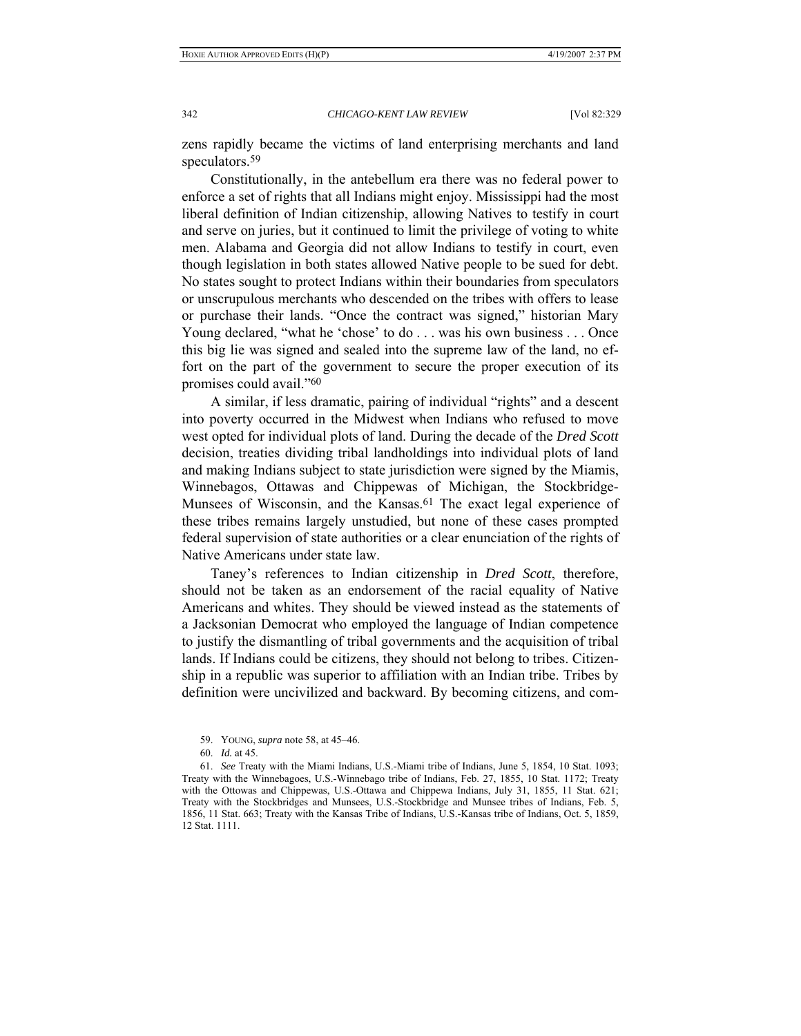zens rapidly became the victims of land enterprising merchants and land speculators.[59]

Constitutionally, in the antebellum era there was no federal power to enforce a set of rights that all Indians might enjoy. Mississippi had the most liberal definition of Indian citizenship, allowing Natives to testify in court and serve on juries, but it continued to limit the privilege of voting to white men. Alabama and Georgia did not allow Indians to testify in court, even though legislation in both states allowed Native people to be sued for debt. No states sought to protect Indians within their boundaries from speculators or unscrupulous merchants who descended on the tribes with offers to lease or purchase their lands. "Once the contract was signed," historian Mary Young declared, "what he 'chose' to do . . . was his own business . . . Once this big lie was signed and sealed into the supreme law of the land, no effort on the part of the government to secure the proper execution of its promises could avail."[60]

A similar, if less dramatic, pairing of individual "rights" and a descent into poverty occurred in the Midwest when Indians who refused to move west opted for individual plots of land. During the decade of the *Dred Scott* decision, treaties dividing tribal landholdings into individual plots of land and making Indians subject to state jurisdiction were signed by the Miamis, Winnebagos, Ottawas and Chippewas of Michigan, the Stockbridge-Munsees of Wisconsin, and the Kansas.[61] The exact legal experience of these tribes remains largely unstudied, but none of these cases prompted federal supervision of state authorities or a clear enunciation of the rights of Native Americans under state law.

Taney's references to Indian citizenship in *Dred Scott*, therefore, should not be taken as an endorsement of the racial equality of Native Americans and whites. They should be viewed instead as the statements of a Jacksonian Democrat who employed the language of Indian competence to justify the dismantling of tribal governments and the acquisition of tribal lands. If Indians could be citizens, they should not belong to tribes. Citizenship in a republic was superior to affiliation with an Indian tribe. Tribes by definition were uncivilized and backward. By becoming citizens, and com-

59. YOUNG, *supra* note 58, at 45–46.

60. *Id.* at 45.

61. *See* Treaty with the Miami Indians, U.S.-Miami tribe of Indians, June 5, 1854, 10 Stat. 1093; Treaty with the Winnebagoes, U.S.-Winnebago tribe of Indians, Feb. 27, 1855, 10 Stat. 1172; Treaty with the Ottowas and Chippewas, U.S.-Ottawa and Chippewa Indians, July 31, 1855, 11 Stat. 621; Treaty with the Stockbridges and Munsees, U.S.-Stockbridge and Munsee tribes of Indians, Feb. 5, 1856, 11 Stat. 663; Treaty with the Kansas Tribe of Indians, U.S.-Kansas tribe of Indians, Oct. 5, 1859, 12 Stat. 1111.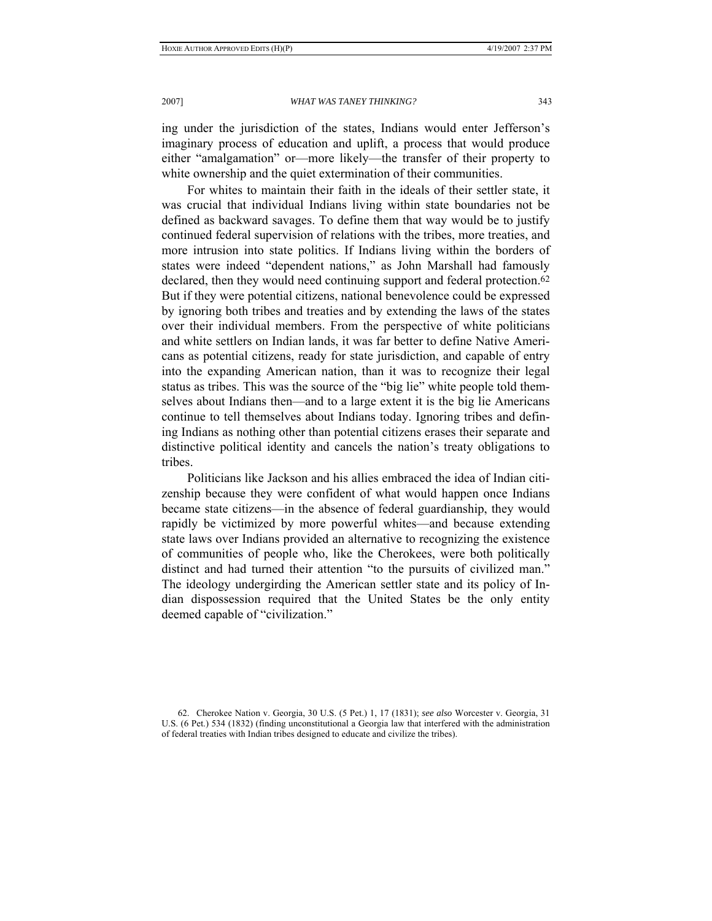ing under the jurisdiction of the states, Indians would enter Jefferson's imaginary process of education and uplift, a process that would produce either "amalgamation" or—more likely—the transfer of their property to white ownership and the quiet extermination of their communities.

For whites to maintain their faith in the ideals of their settler state, it was crucial that individual Indians living within state boundaries not be defined as backward savages. To define them that way would be to justify continued federal supervision of relations with the tribes, more treaties, and more intrusion into state politics. If Indians living within the borders of states were indeed "dependent nations," as John Marshall had famously declared, then they would need continuing support and federal protection.[62] But if they were potential citizens, national benevolence could be expressed by ignoring both tribes and treaties and by extending the laws of the states over their individual members. From the perspective of white politicians and white settlers on Indian lands, it was far better to define Native Americans as potential citizens, ready for state jurisdiction, and capable of entry into the expanding American nation, than it was to recognize their legal status as tribes. This was the source of the "big lie" white people told themselves about Indians then—and to a large extent it is the big lie Americans continue to tell themselves about Indians today. Ignoring tribes and defining Indians as nothing other than potential citizens erases their separate and distinctive political identity and cancels the nation's treaty obligations to tribes.

Politicians like Jackson and his allies embraced the idea of Indian citizenship because they were confident of what would happen once Indians became state citizens—in the absence of federal guardianship, they would rapidly be victimized by more powerful whites—and because extending state laws over Indians provided an alternative to recognizing the existence of communities of people who, like the Cherokees, were both politically distinct and had turned their attention "to the pursuits of civilized man." The ideology undergirding the American settler state and its policy of Indian dispossession required that the United States be the only entity deemed capable of "civilization."

62. Cherokee Nation v. Georgia, 30 U.S. (5 Pet.) 1, 17 (1831); *see also* Worcester v. Georgia, 31 U.S. (6 Pet.) 534 (1832) (finding unconstitutional a Georgia law that interfered with the administration of federal treaties with Indian tribes designed to educate and civilize the tribes).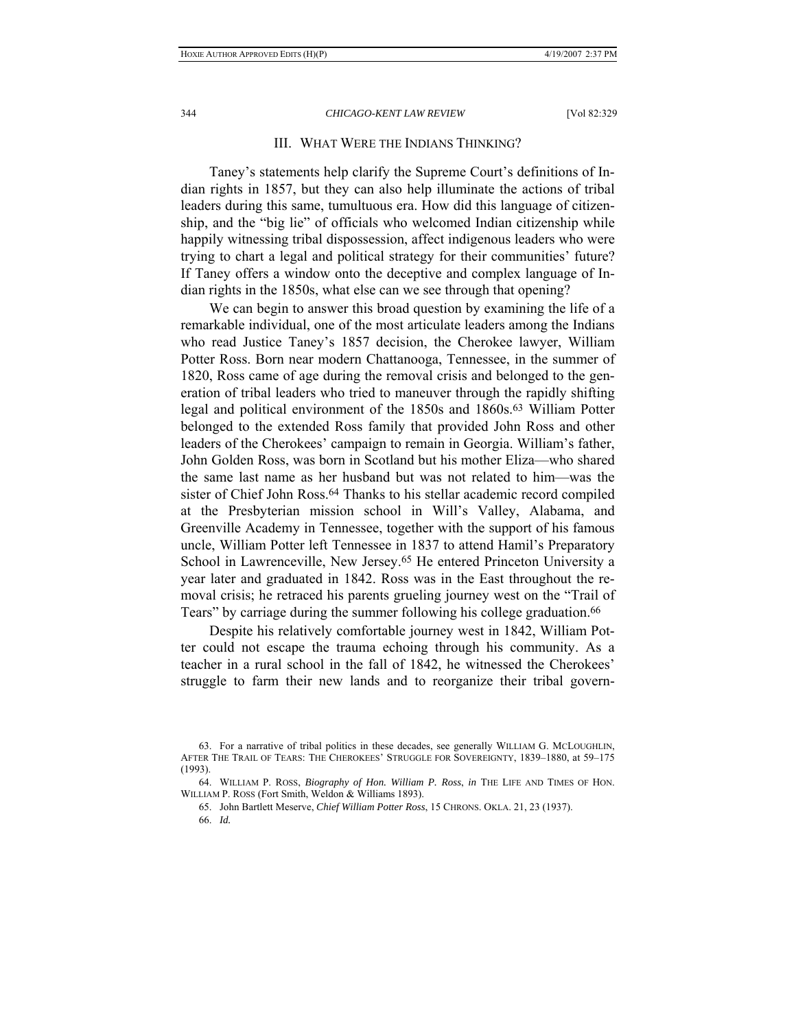## III. What Were the Indians Thinking?

Taney's statements help clarify the Supreme Court's definitions of Indian rights in 1857, but they can also help illuminate the actions of tribal leaders during this same, tumultuous era. How did this language of citizenship, and the "big lie" of officials who welcomed Indian citizenship while happily witnessing tribal dispossession, affect indigenous leaders who were trying to chart a legal and political strategy for their communities' future? If Taney offers a window onto the deceptive and complex language of Indian rights in the 1850s, what else can we see through that opening?

We can begin to answer this broad question by examining the life of a remarkable individual, one of the most articulate leaders among the Indians who read Justice Taney's 1857 decision, the Cherokee lawyer, William Potter Ross. Born near modern Chattanooga, Tennessee, in the summer of 1820, Ross came of age during the removal crisis and belonged to the generation of tribal leaders who tried to maneuver through the rapidly shifting legal and political environment of the 1850s and 1860s.[63] William Potter belonged to the extended Ross family that provided John Ross and other leaders of the Cherokees' campaign to remain in Georgia. William's father, John Golden Ross, was born in Scotland but his mother Eliza—who shared the same last name as her husband but was not related to him—was the sister of Chief John Ross.[64] Thanks to his stellar academic record compiled at the Presbyterian mission school in Will's Valley, Alabama, and Greenville Academy in Tennessee, together with the support of his famous uncle, William Potter left Tennessee in 1837 to attend Hamil's Preparatory School in Lawrenceville, New Jersey.[65] He entered Princeton University a year later and graduated in 1842. Ross was in the East throughout the removal crisis; he retraced his parents grueling journey west on the "Trail of Tears" by carriage during the summer following his college graduation.[66]

Despite his relatively comfortable journey west in 1842, William Potter could not escape the trauma echoing through his community. As a teacher in a rural school in the fall of 1842, he witnessed the Cherokees' struggle to farm their new lands and to reorganize their tribal govern-

63. For a narrative of tribal politics in these decades, see generally William G. McLoughlin, After The Trail of Tears: The Cherokees' Struggle for Sovereignty, 1839–1880, at 59–175 (1993).

64. William P. Ross, *Biography of Hon. William P. Ross*, *in* The Life and Times of Hon. William P. Ross (Fort Smith, Weldon & Williams 1893).

65. John Bartlett Meserve, *Chief William Potter Ross*, 15 Chrons. Okla. 21, 23 (1937).

66. *Id.*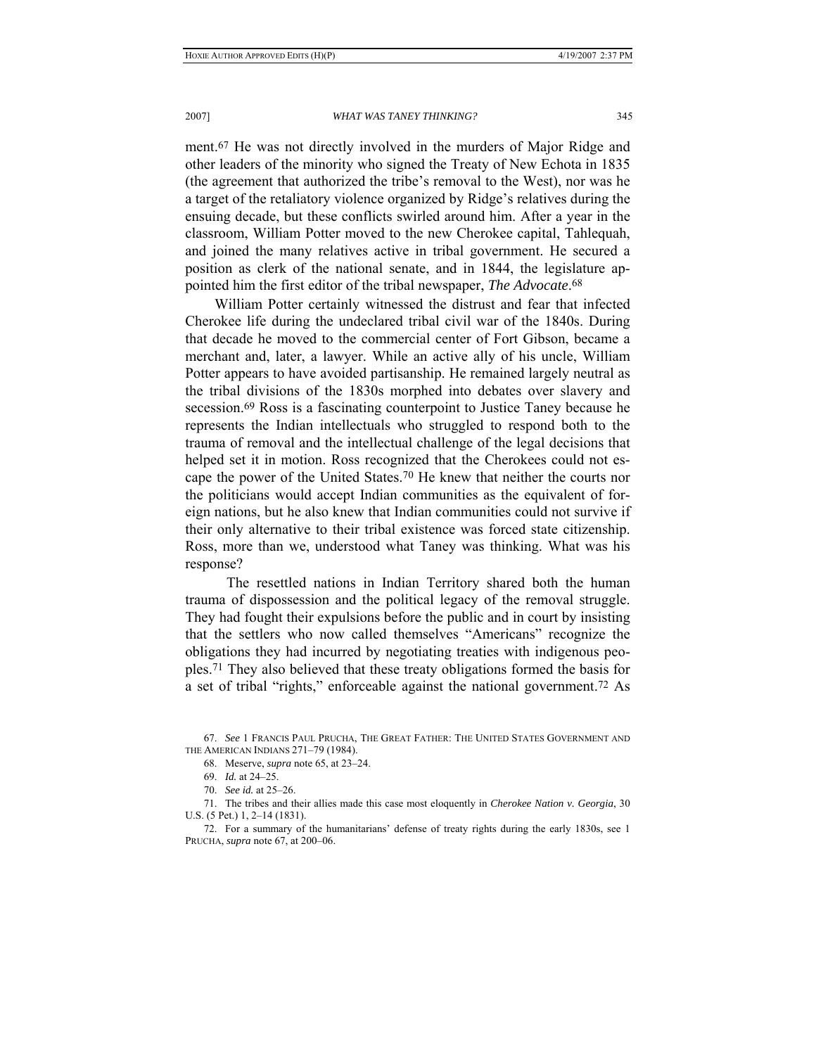ment.[67] He was not directly involved in the murders of Major Ridge and other leaders of the minority who signed the Treaty of New Echota in 1835 (the agreement that authorized the tribe's removal to the West), nor was he a target of the retaliatory violence organized by Ridge's relatives during the ensuing decade, but these conflicts swirled around him. After a year in the classroom, William Potter moved to the new Cherokee capital, Tahlequah, and joined the many relatives active in tribal government. He secured a position as clerk of the national senate, and in 1844, the legislature appointed him the first editor of the tribal newspaper, *The Advocate*.[68]

William Potter certainly witnessed the distrust and fear that infected Cherokee life during the undeclared tribal civil war of the 1840s. During that decade he moved to the commercial center of Fort Gibson, became a merchant and, later, a lawyer. While an active ally of his uncle, William Potter appears to have avoided partisanship. He remained largely neutral as the tribal divisions of the 1830s morphed into debates over slavery and secession.[69] Ross is a fascinating counterpoint to Justice Taney because he represents the Indian intellectuals who struggled to respond both to the trauma of removal and the intellectual challenge of the legal decisions that helped set it in motion. Ross recognized that the Cherokees could not escape the power of the United States.[70] He knew that neither the courts nor the politicians would accept Indian communities as the equivalent of foreign nations, but he also knew that Indian communities could not survive if their only alternative to their tribal existence was forced state citizenship. Ross, more than we, understood what Taney was thinking. What was his response?

The resettled nations in Indian Territory shared both the human trauma of dispossession and the political legacy of the removal struggle. They had fought their expulsions before the public and in court by insisting that the settlers who now called themselves "Americans" recognize the obligations they had incurred by negotiating treaties with indigenous peoples.[71] They also believed that these treaty obligations formed the basis for a set of tribal "rights," enforceable against the national government.[72] As

---

67. *See* 1 FRANCIS PAUL PRUCHA, THE GREAT FATHER: THE UNITED STATES GOVERNMENT AND THE AMERICAN INDIANS 271–79 (1984).

68. Meserve, *supra* note 65, at 23–24.

69. *Id.* at 24–25.

70. *See id.* at 25–26.

71. The tribes and their allies made this case most eloquently in *Cherokee Nation v. Georgia*, 30 U.S. (5 Pet.) 1, 2–14 (1831).

72. For a summary of the humanitarians' defense of treaty rights during the early 1830s, see 1 PRUCHA, *supra* note 67, at 200–06.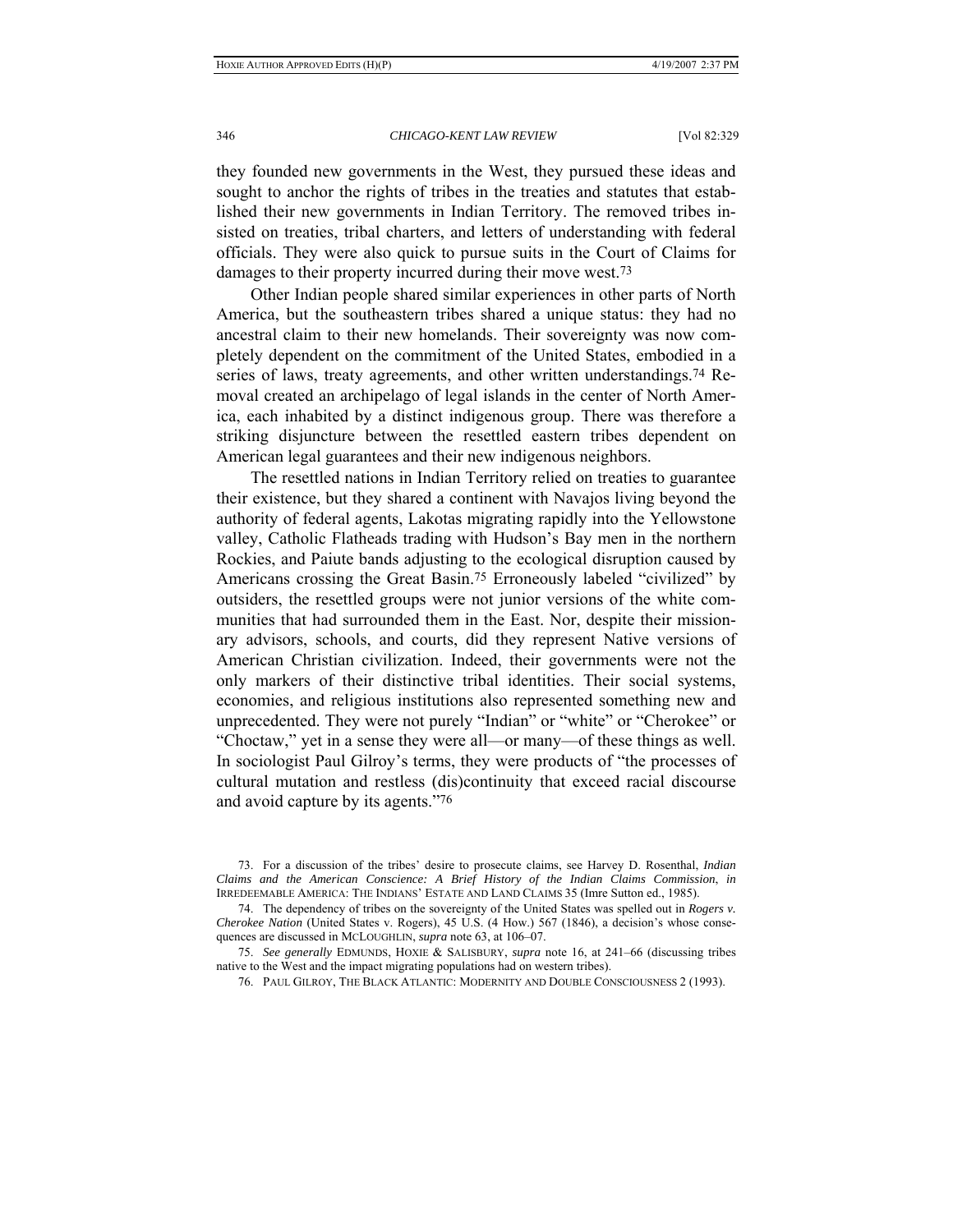they founded new governments in the West, they pursued these ideas and sought to anchor the rights of tribes in the treaties and statutes that established their new governments in Indian Territory. The removed tribes insisted on treaties, tribal charters, and letters of understanding with federal officials. They were also quick to pursue suits in the Court of Claims for damages to their property incurred during their move west.[73]

Other Indian people shared similar experiences in other parts of North America, but the southeastern tribes shared a unique status: they had no ancestral claim to their new homelands. Their sovereignty was now completely dependent on the commitment of the United States, embodied in a series of laws, treaty agreements, and other written understandings.[74] Removal created an archipelago of legal islands in the center of North America, each inhabited by a distinct indigenous group. There was therefore a striking disjuncture between the resettled eastern tribes dependent on American legal guarantees and their new indigenous neighbors.

The resettled nations in Indian Territory relied on treaties to guarantee their existence, but they shared a continent with Navajos living beyond the authority of federal agents, Lakotas migrating rapidly into the Yellowstone valley, Catholic Flatheads trading with Hudson's Bay men in the northern Rockies, and Paiute bands adjusting to the ecological disruption caused by Americans crossing the Great Basin.[75] Erroneously labeled "civilized" by outsiders, the resettled groups were not junior versions of the white communities that had surrounded them in the East. Nor, despite their missionary advisors, schools, and courts, did they represent Native versions of American Christian civilization. Indeed, their governments were not the only markers of their distinctive tribal identities. Their social systems, economies, and religious institutions also represented something new and unprecedented. They were not purely "Indian" or "white" or "Cherokee" or "Choctaw," yet in a sense they were all—or many—of these things as well. In sociologist Paul Gilroy's terms, they were products of "the processes of cultural mutation and restless (dis)continuity that exceed racial discourse and avoid capture by its agents."[76]

---

73. For a discussion of the tribes' desire to prosecute claims, see Harvey D. Rosenthal, *Indian Claims and the American Conscience: A Brief History of the Indian Claims Commission*, *in* IRREDEEMABLE AMERICA: THE INDIANS' ESTATE AND LAND CLAIMS 35 (Imre Sutton ed., 1985).

74. The dependency of tribes on the sovereignty of the United States was spelled out in *Rogers v. Cherokee Nation* (United States v. Rogers), 45 U.S. (4 How.) 567 (1846), a decision's whose consequences are discussed in MCLOUGHLIN, *supra* note 63, at 106–07.

75. *See generally* EDMUNDS, HOXIE & SALISBURY, *supra* note 16, at 241–66 (discussing tribes native to the West and the impact migrating populations had on western tribes).

76. PAUL GILROY, THE BLACK ATLANTIC: MODERNITY AND DOUBLE CONSCIOUSNESS 2 (1993).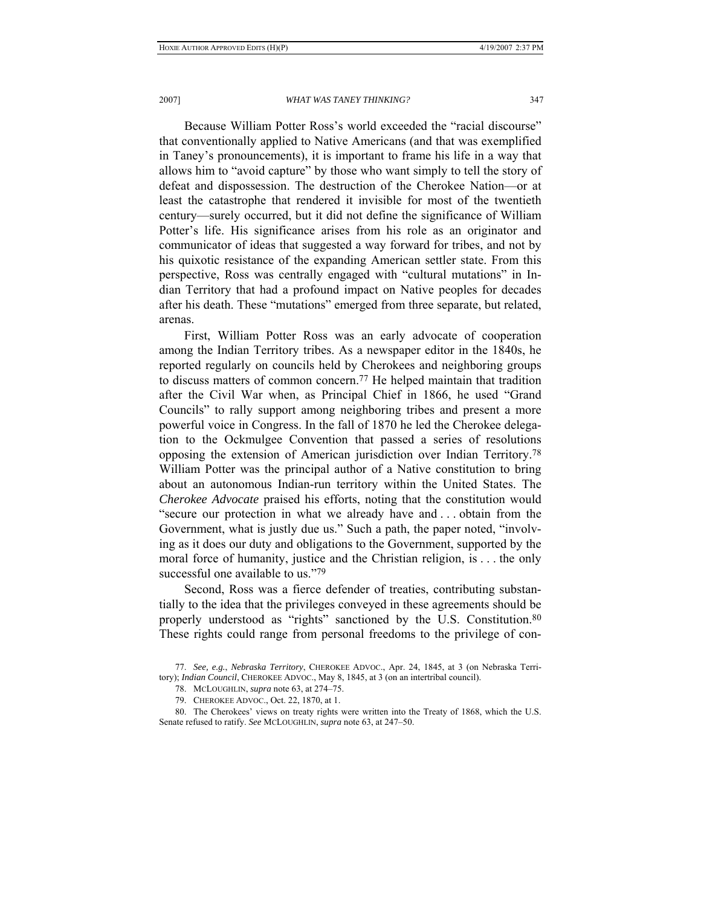Because William Potter Ross's world exceeded the "racial discourse" that conventionally applied to Native Americans (and that was exemplified in Taney's pronouncements), it is important to frame his life in a way that allows him to "avoid capture" by those who want simply to tell the story of defeat and dispossession. The destruction of the Cherokee Nation—or at least the catastrophe that rendered it invisible for most of the twentieth century—surely occurred, but it did not define the significance of William Potter's life. His significance arises from his role as an originator and communicator of ideas that suggested a way forward for tribes, and not by his quixotic resistance of the expanding American settler state. From this perspective, Ross was centrally engaged with "cultural mutations" in Indian Territory that had a profound impact on Native peoples for decades after his death. These "mutations" emerged from three separate, but related, arenas.

First, William Potter Ross was an early advocate of cooperation among the Indian Territory tribes. As a newspaper editor in the 1840s, he reported regularly on councils held by Cherokees and neighboring groups to discuss matters of common concern.[77] He helped maintain that tradition after the Civil War when, as Principal Chief in 1866, he used "Grand Councils" to rally support among neighboring tribes and present a more powerful voice in Congress. In the fall of 1870 he led the Cherokee delegation to the Ockmulgee Convention that passed a series of resolutions opposing the extension of American jurisdiction over Indian Territory.[78] William Potter was the principal author of a Native constitution to bring about an autonomous Indian-run territory within the United States. The *Cherokee Advocate* praised his efforts, noting that the constitution would "secure our protection in what we already have and . . . obtain from the Government, what is justly due us." Such a path, the paper noted, "involving as it does our duty and obligations to the Government, supported by the moral force of humanity, justice and the Christian religion, is . . . the only successful one available to us."[79]

Second, Ross was a fierce defender of treaties, contributing substantially to the idea that the privileges conveyed in these agreements should be properly understood as "rights" sanctioned by the U.S. Constitution.[80] These rights could range from personal freedoms to the privilege of con-

---

77. *See, e.g.*, *Nebraska Territory*, CHEROKEE ADVOC., Apr. 24, 1845, at 3 (on Nebraska Territory); *Indian Council*, CHEROKEE ADVOC., May 8, 1845, at 3 (on an intertribal council).

78. MCLOUGHLIN, *supra* note 63, at 274–75.

79. CHEROKEE ADVOC., Oct. 22, 1870, at 1.

80. The Cherokees' views on treaty rights were written into the Treaty of 1868, which the U.S. Senate refused to ratify. *See* MCLOUGHLIN, *supra* note 63, at 247–50.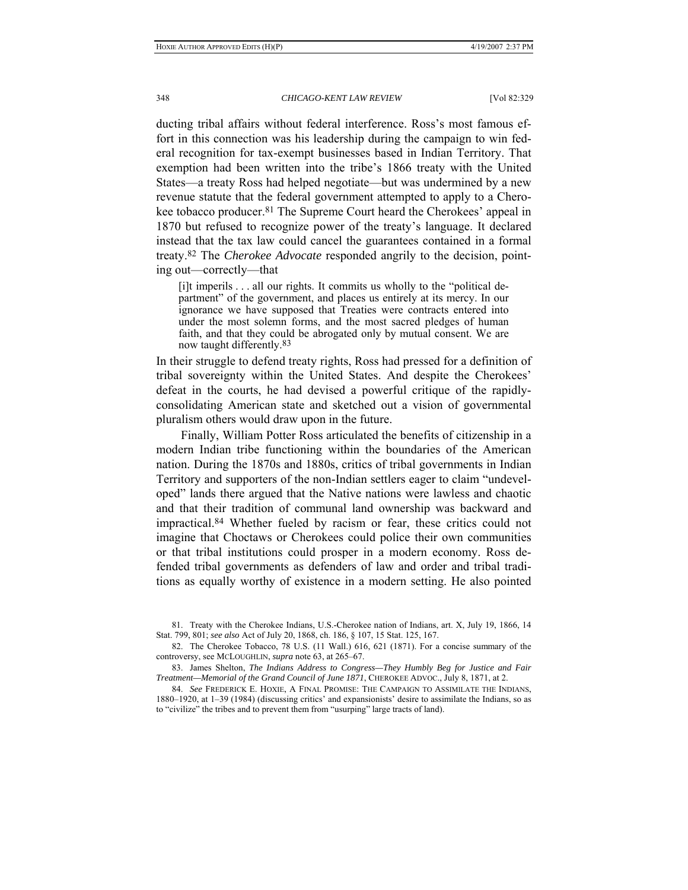ducting tribal affairs without federal interference. Ross's most famous effort in this connection was his leadership during the campaign to win federal recognition for tax-exempt businesses based in Indian Territory. That exemption had been written into the tribe's 1866 treaty with the United States—a treaty Ross had helped negotiate—but was undermined by a new revenue statute that the federal government attempted to apply to a Cherokee tobacco producer.[81] The Supreme Court heard the Cherokees' appeal in 1870 but refused to recognize power of the treaty's language. It declared instead that the tax law could cancel the guarantees contained in a formal treaty.[82] The *Cherokee Advocate* responded angrily to the decision, pointing out—correctly—that

> [i]t imperils . . . all our rights. It commits us wholly to the "political department" of the government, and places us entirely at its mercy. In our ignorance we have supposed that Treaties were contracts entered into under the most solemn forms, and the most sacred pledges of human faith, and that they could be abrogated only by mutual consent. We are now taught differently.[83]

In their struggle to defend treaty rights, Ross had pressed for a definition of tribal sovereignty within the United States. And despite the Cherokees' defeat in the courts, he had devised a powerful critique of the rapidly-consolidating American state and sketched out a vision of governmental pluralism others would draw upon in the future.

Finally, William Potter Ross articulated the benefits of citizenship in a modern Indian tribe functioning within the boundaries of the American nation. During the 1870s and 1880s, critics of tribal governments in Indian Territory and supporters of the non-Indian settlers eager to claim "undeveloped" lands there argued that the Native nations were lawless and chaotic and that their tradition of communal land ownership was backward and impractical.[84] Whether fueled by racism or fear, these critics could not imagine that Choctaws or Cherokees could police their own communities or that tribal institutions could prosper in a modern economy. Ross defended tribal governments as defenders of law and order and tribal traditions as equally worthy of existence in a modern setting. He also pointed

---

81. Treaty with the Cherokee Indians, U.S.-Cherokee nation of Indians, art. X, July 19, 1866, 14 Stat. 799, 801; *see also* Act of July 20, 1868, ch. 186, § 107, 15 Stat. 125, 167.

82. The Cherokee Tobacco, 78 U.S. (11 Wall.) 616, 621 (1871). For a concise summary of the controversy, see MCLOUGHLIN, *supra* note 63, at 265–67.

83. James Shelton, *The Indians Address to Congress—They Humbly Beg for Justice and Fair Treatment—Memorial of the Grand Council of June 1871*, CHEROKEE ADVOC., July 8, 1871, at 2.

84. *See* FREDERICK E. HOXIE, A FINAL PROMISE: THE CAMPAIGN TO ASSIMILATE THE INDIANS, 1880–1920, at 1–39 (1984) (discussing critics' and expansionists' desire to assimilate the Indians, so as to "civilize" the tribes and to prevent them from "usurping" large tracts of land).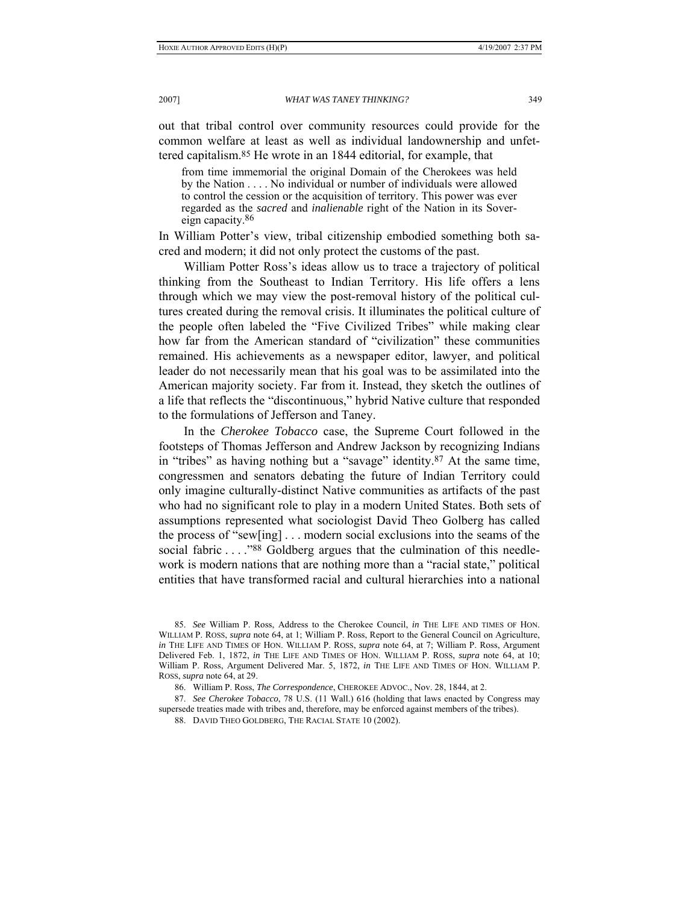out that tribal control over community resources could provide for the common welfare at least as well as individual landownership and unfettered capitalism.[85] He wrote in an 1844 editorial, for example, that

> from time immemorial the original Domain of the Cherokees was held by the Nation . . . . No individual or number of individuals were allowed to control the cession or the acquisition of territory. This power was ever regarded as the *sacred* and *inalienable* right of the Nation in its Sovereign capacity.[86]

In William Potter's view, tribal citizenship embodied something both sacred and modern; it did not only protect the customs of the past.

William Potter Ross's ideas allow us to trace a trajectory of political thinking from the Southeast to Indian Territory. His life offers a lens through which we may view the post-removal history of the political cultures created during the removal crisis. It illuminates the political culture of the people often labeled the "Five Civilized Tribes" while making clear how far from the American standard of "civilization" these communities remained. His achievements as a newspaper editor, lawyer, and political leader do not necessarily mean that his goal was to be assimilated into the American majority society. Far from it. Instead, they sketch the outlines of a life that reflects the "discontinuous," hybrid Native culture that responded to the formulations of Jefferson and Taney.

In the *Cherokee Tobacco* case, the Supreme Court followed in the footsteps of Thomas Jefferson and Andrew Jackson by recognizing Indians in "tribes" as having nothing but a "savage" identity.[87] At the same time, congressmen and senators debating the future of Indian Territory could only imagine culturally-distinct Native communities as artifacts of the past who had no significant role to play in a modern United States. Both sets of assumptions represented what sociologist David Theo Golberg has called the process of "sew[ing] . . . modern social exclusions into the seams of the social fabric . . . ."[88] Goldberg argues that the culmination of this needlework is modern nations that are nothing more than a "racial state," political entities that have transformed racial and cultural hierarchies into a national

---

85. *See* William P. Ross, Address to the Cherokee Council, *in* THE LIFE AND TIMES OF HON. WILLIAM P. ROSS, *supra* note 64, at 1; William P. Ross, Report to the General Council on Agriculture, *in* THE LIFE AND TIMES OF HON. WILLIAM P. ROSS, *supra* note 64, at 7; William P. Ross, Argument Delivered Feb. 1, 1872, *in* THE LIFE AND TIMES OF HON. WILLIAM P. ROSS, *supra* note 64, at 10; William P. Ross, Argument Delivered Mar. 5, 1872, *in* THE LIFE AND TIMES OF HON. WILLIAM P. ROSS, *supra* note 64, at 29.

86. William P. Ross, *The Correspondence*, CHEROKEE ADVOC., Nov. 28, 1844, at 2.

87. *See Cherokee Tobacco*, 78 U.S. (11 Wall.) 616 (holding that laws enacted by Congress may supersede treaties made with tribes and, therefore, may be enforced against members of the tribes).

88. DAVID THEO GOLDBERG, THE RACIAL STATE 10 (2002).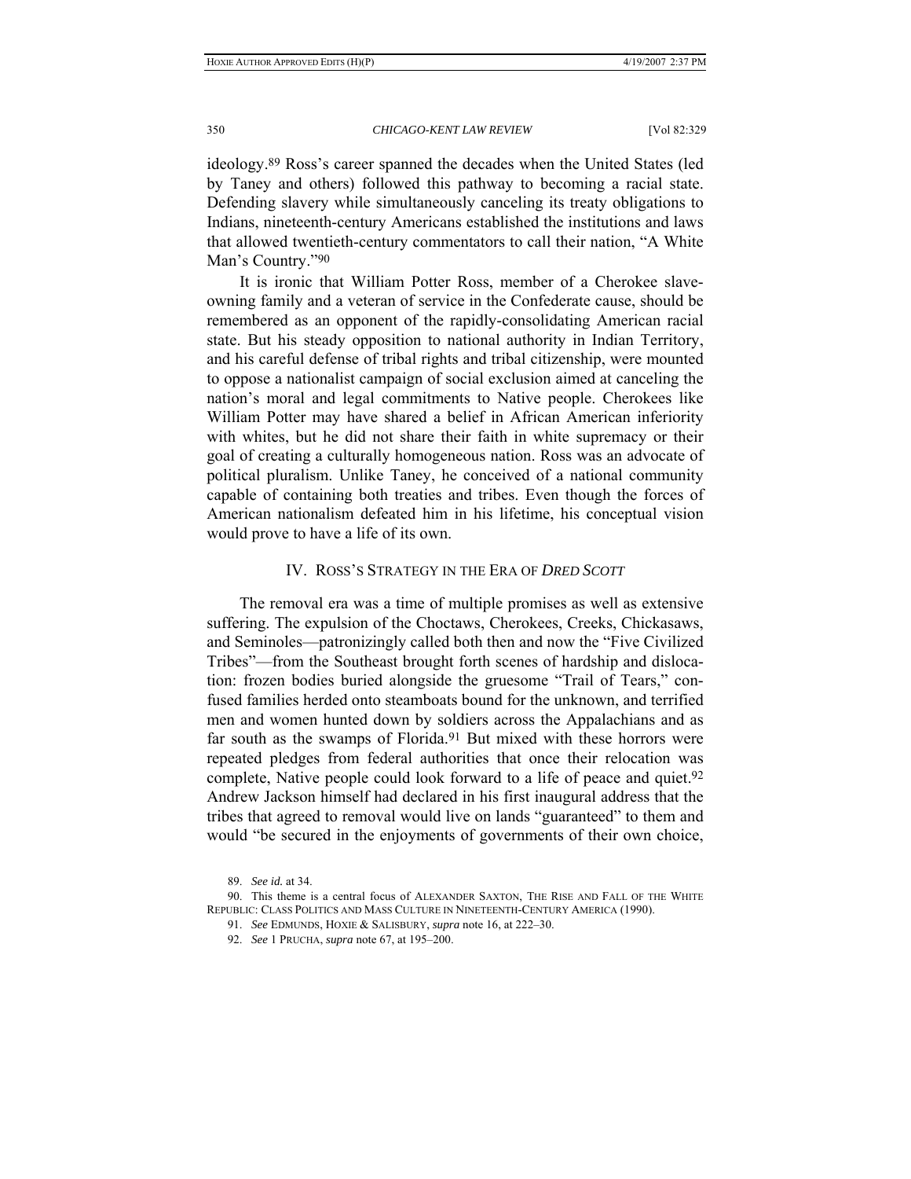ideology.[89] Ross's career spanned the decades when the United States (led by Taney and others) followed this pathway to becoming a racial state. Defending slavery while simultaneously canceling its treaty obligations to Indians, nineteenth-century Americans established the institutions and laws that allowed twentieth-century commentators to call their nation, "A White Man's Country."[90]

It is ironic that William Potter Ross, member of a Cherokee slave-owning family and a veteran of service in the Confederate cause, should be remembered as an opponent of the rapidly-consolidating American racial state. But his steady opposition to national authority in Indian Territory, and his careful defense of tribal rights and tribal citizenship, were mounted to oppose a nationalist campaign of social exclusion aimed at canceling the nation's moral and legal commitments to Native people. Cherokees like William Potter may have shared a belief in African American inferiority with whites, but he did not share their faith in white supremacy or their goal of creating a culturally homogeneous nation. Ross was an advocate of political pluralism. Unlike Taney, he conceived of a national community capable of containing both treaties and tribes. Even though the forces of American nationalism defeated him in his lifetime, his conceptual vision would prove to have a life of its own.

## IV. ROSS'S STRATEGY IN THE ERA OF *DRED SCOTT*

The removal era was a time of multiple promises as well as extensive suffering. The expulsion of the Choctaws, Cherokees, Creeks, Chickasaws, and Seminoles—patronizingly called both then and now the "Five Civilized Tribes"—from the Southeast brought forth scenes of hardship and dislocation: frozen bodies buried alongside the gruesome "Trail of Tears," confused families herded onto steamboats bound for the unknown, and terrified men and women hunted down by soldiers across the Appalachians and as far south as the swamps of Florida.[91] But mixed with these horrors were repeated pledges from federal authorities that once their relocation was complete, Native people could look forward to a life of peace and quiet.[92] Andrew Jackson himself had declared in his first inaugural address that the tribes that agreed to removal would live on lands "guaranteed" to them and would "be secured in the enjoyments of governments of their own choice,

89. *See id.* at 34.

90. This theme is a central focus of ALEXANDER SAXTON, THE RISE AND FALL OF THE WHITE REPUBLIC: CLASS POLITICS AND MASS CULTURE IN NINETEENTH-CENTURY AMERICA (1990).

91. *See* EDMUNDS, HOXIE & SALISBURY, *supra* note 16, at 222–30.

92. *See* 1 PRUCHA, *supra* note 67, at 195–200.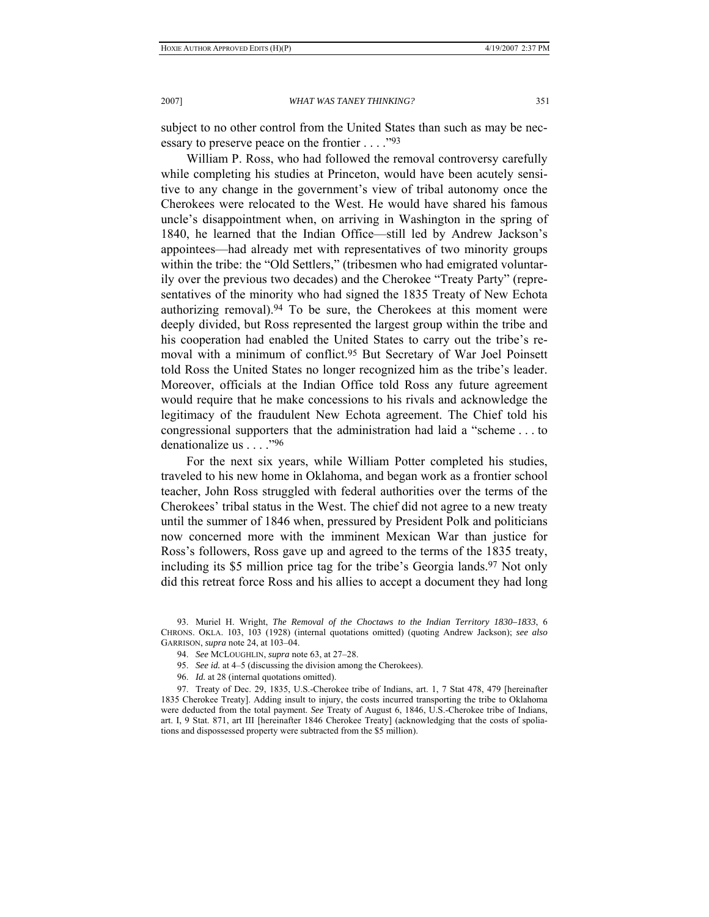subject to no other control from the United States than such as may be necessary to preserve peace on the frontier . . . ."[93]

William P. Ross, who had followed the removal controversy carefully while completing his studies at Princeton, would have been acutely sensitive to any change in the government's view of tribal autonomy once the Cherokees were relocated to the West. He would have shared his famous uncle's disappointment when, on arriving in Washington in the spring of 1840, he learned that the Indian Office—still led by Andrew Jackson's appointees—had already met with representatives of two minority groups within the tribe: the "Old Settlers," (tribesmen who had emigrated voluntarily over the previous two decades) and the Cherokee "Treaty Party" (representatives of the minority who had signed the 1835 Treaty of New Echota authorizing removal).[94] To be sure, the Cherokees at this moment were deeply divided, but Ross represented the largest group within the tribe and his cooperation had enabled the United States to carry out the tribe's removal with a minimum of conflict.[95] But Secretary of War Joel Poinsett told Ross the United States no longer recognized him as the tribe's leader. Moreover, officials at the Indian Office told Ross any future agreement would require that he make concessions to his rivals and acknowledge the legitimacy of the fraudulent New Echota agreement. The Chief told his congressional supporters that the administration had laid a "scheme . . . to denationalize us . . . ."[96]

For the next six years, while William Potter completed his studies, traveled to his new home in Oklahoma, and began work as a frontier school teacher, John Ross struggled with federal authorities over the terms of the Cherokees' tribal status in the West. The chief did not agree to a new treaty until the summer of 1846 when, pressured by President Polk and politicians now concerned more with the imminent Mexican War than justice for Ross's followers, Ross gave up and agreed to the terms of the 1835 treaty, including its $5 million price tag for the tribe's Georgia lands.[97] Not only did this retreat force Ross and his allies to accept a document they had long

93. Muriel H. Wright, *The Removal of the Choctaws to the Indian Territory 1830–1833*, 6 CHRONS. OKLA. 103, 103 (1928) (internal quotations omitted) (quoting Andrew Jackson); *see also* GARRISON, *supra* note 24, at 103–04.

94. *See* MCLOUGHLIN, *supra* note 63, at 27–28.

95. *See id.* at 4–5 (discussing the division among the Cherokees).

96. *Id.* at 28 (internal quotations omitted).

97. Treaty of Dec. 29, 1835, U.S.-Cherokee tribe of Indians, art. 1, 7 Stat 478, 479 [hereinafter 1835 Cherokee Treaty]. Adding insult to injury, the costs incurred transporting the tribe to Oklahoma were deducted from the total payment. *See* Treaty of August 6, 1846, U.S.-Cherokee tribe of Indians, art. I, 9 Stat. 871, art III [hereinafter 1846 Cherokee Treaty] (acknowledging that the costs of spoliations and dispossessed property were subtracted from the $5 million).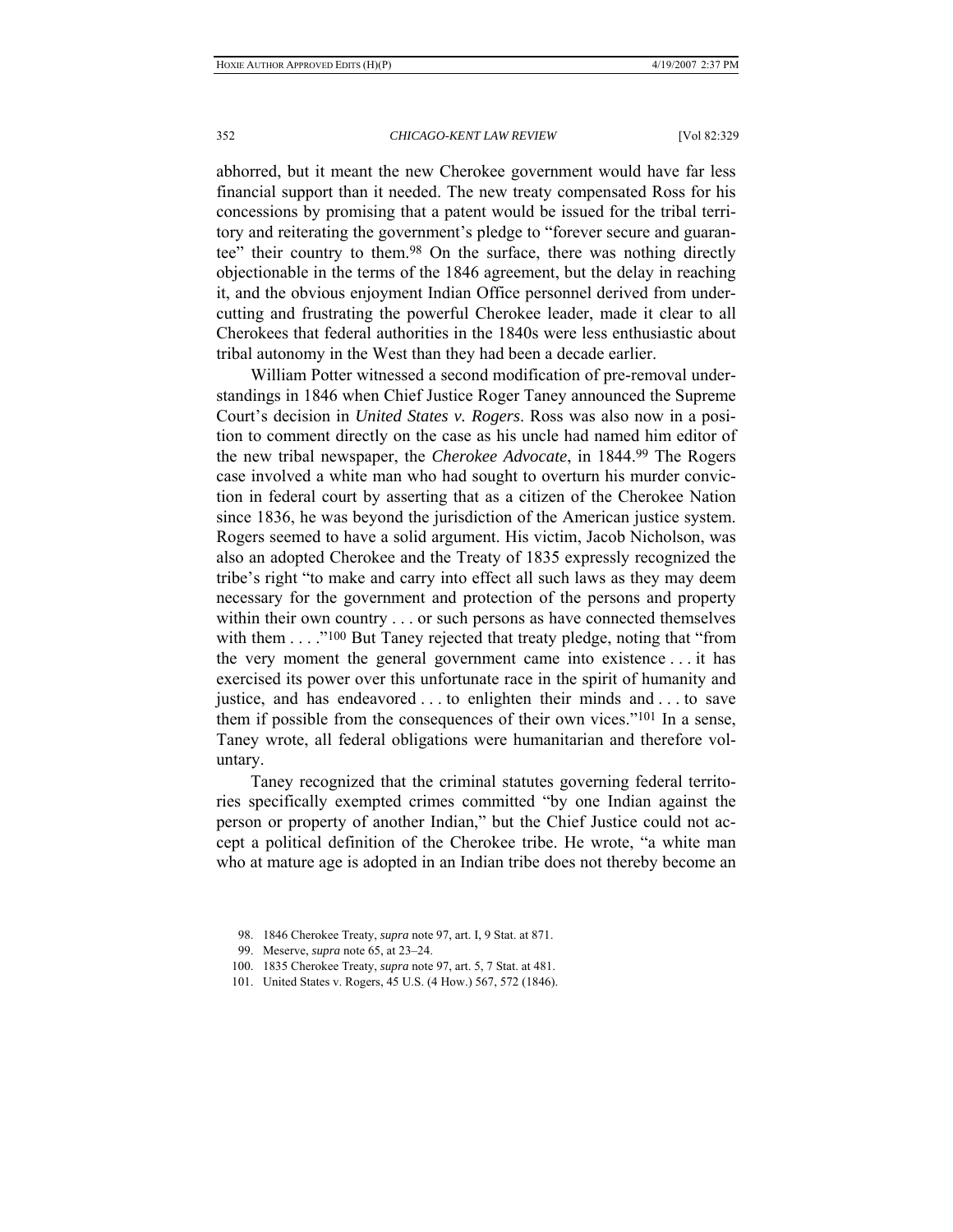abhorred, but it meant the new Cherokee government would have far less financial support than it needed. The new treaty compensated Ross for his concessions by promising that a patent would be issued for the tribal territory and reiterating the government's pledge to "forever secure and guarantee" their country to them.[98] On the surface, there was nothing directly objectionable in the terms of the 1846 agreement, but the delay in reaching it, and the obvious enjoyment Indian Office personnel derived from undercutting and frustrating the powerful Cherokee leader, made it clear to all Cherokees that federal authorities in the 1840s were less enthusiastic about tribal autonomy in the West than they had been a decade earlier.

William Potter witnessed a second modification of pre-removal understandings in 1846 when Chief Justice Roger Taney announced the Supreme Court's decision in *United States v. Rogers*. Ross was also now in a position to comment directly on the case as his uncle had named him editor of the new tribal newspaper, the *Cherokee Advocate*, in 1844.[99] The Rogers case involved a white man who had sought to overturn his murder conviction in federal court by asserting that as a citizen of the Cherokee Nation since 1836, he was beyond the jurisdiction of the American justice system. Rogers seemed to have a solid argument. His victim, Jacob Nicholson, was also an adopted Cherokee and the Treaty of 1835 expressly recognized the tribe's right "to make and carry into effect all such laws as they may deem necessary for the government and protection of the persons and property within their own country . . . or such persons as have connected themselves with them . . . ."[100] But Taney rejected that treaty pledge, noting that "from the very moment the general government came into existence . . . it has exercised its power over this unfortunate race in the spirit of humanity and justice, and has endeavored . . . to enlighten their minds and . . . to save them if possible from the consequences of their own vices."[101] In a sense, Taney wrote, all federal obligations were humanitarian and therefore voluntary.

Taney recognized that the criminal statutes governing federal territories specifically exempted crimes committed "by one Indian against the person or property of another Indian," but the Chief Justice could not accept a political definition of the Cherokee tribe. He wrote, "a white man who at mature age is adopted in an Indian tribe does not thereby become an

98. 1846 Cherokee Treaty, *supra* note 97, art. I, 9 Stat. at 871.

99. Meserve, *supra* note 65, at 23–24.

100. 1835 Cherokee Treaty, *supra* note 97, art. 5, 7 Stat. at 481.

101. United States v. Rogers, 45 U.S. (4 How.) 567, 572 (1846).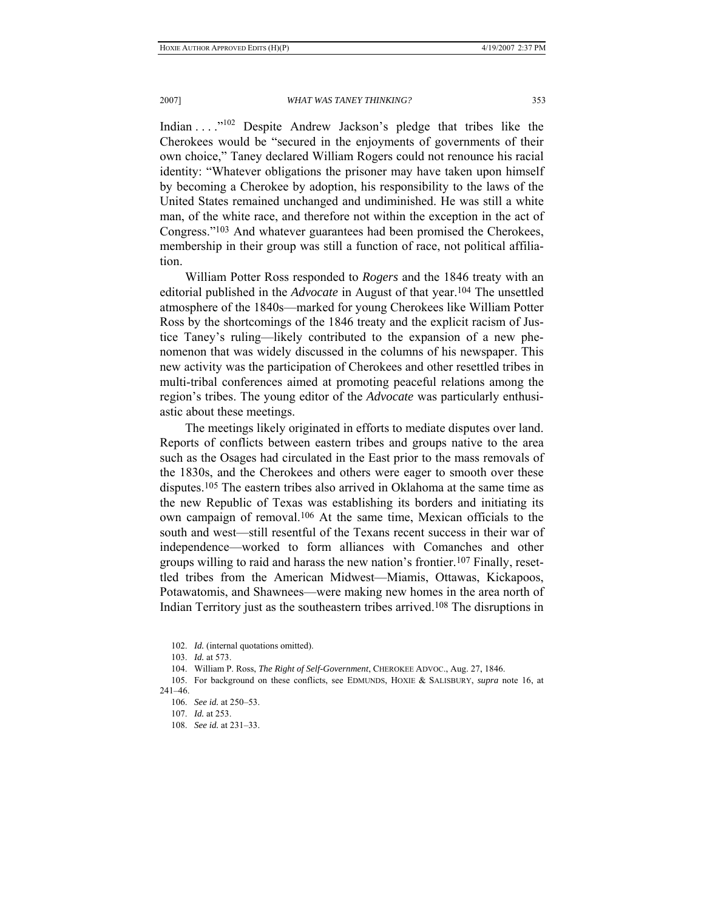Indian . . . ."[102] Despite Andrew Jackson's pledge that tribes like the Cherokees would be "secured in the enjoyments of governments of their own choice," Taney declared William Rogers could not renounce his racial identity: "Whatever obligations the prisoner may have taken upon himself by becoming a Cherokee by adoption, his responsibility to the laws of the United States remained unchanged and undiminished. He was still a white man, of the white race, and therefore not within the exception in the act of Congress."[103] And whatever guarantees had been promised the Cherokees, membership in their group was still a function of race, not political affiliation.

William Potter Ross responded to *Rogers* and the 1846 treaty with an editorial published in the *Advocate* in August of that year.[104] The unsettled atmosphere of the 1840s—marked for young Cherokees like William Potter Ross by the shortcomings of the 1846 treaty and the explicit racism of Justice Taney's ruling—likely contributed to the expansion of a new phenomenon that was widely discussed in the columns of his newspaper. This new activity was the participation of Cherokees and other resettled tribes in multi-tribal conferences aimed at promoting peaceful relations among the region's tribes. The young editor of the *Advocate* was particularly enthusiastic about these meetings.

The meetings likely originated in efforts to mediate disputes over land. Reports of conflicts between eastern tribes and groups native to the area such as the Osages had circulated in the East prior to the mass removals of the 1830s, and the Cherokees and others were eager to smooth over these disputes.[105] The eastern tribes also arrived in Oklahoma at the same time as the new Republic of Texas was establishing its borders and initiating its own campaign of removal.[106] At the same time, Mexican officials to the south and west—still resentful of the Texans recent success in their war of independence—worked to form alliances with Comanches and other groups willing to raid and harass the new nation's frontier.[107] Finally, resettled tribes from the American Midwest—Miamis, Ottawas, Kickapoos, Potawatomis, and Shawnees—were making new homes in the area north of Indian Territory just as the southeastern tribes arrived.[108] The disruptions in

102. *Id.* (internal quotations omitted).

103. *Id.* at 573.

104. William P. Ross, *The Right of Self-Government*, CHEROKEE ADVOC., Aug. 27, 1846.

105. For background on these conflicts, see EDMUNDS, HOXIE & SALISBURY, *supra* note 16, at 241–46.

106. *See id.* at 250–53.

107. *Id.* at 253.

108. *See id.* at 231–33.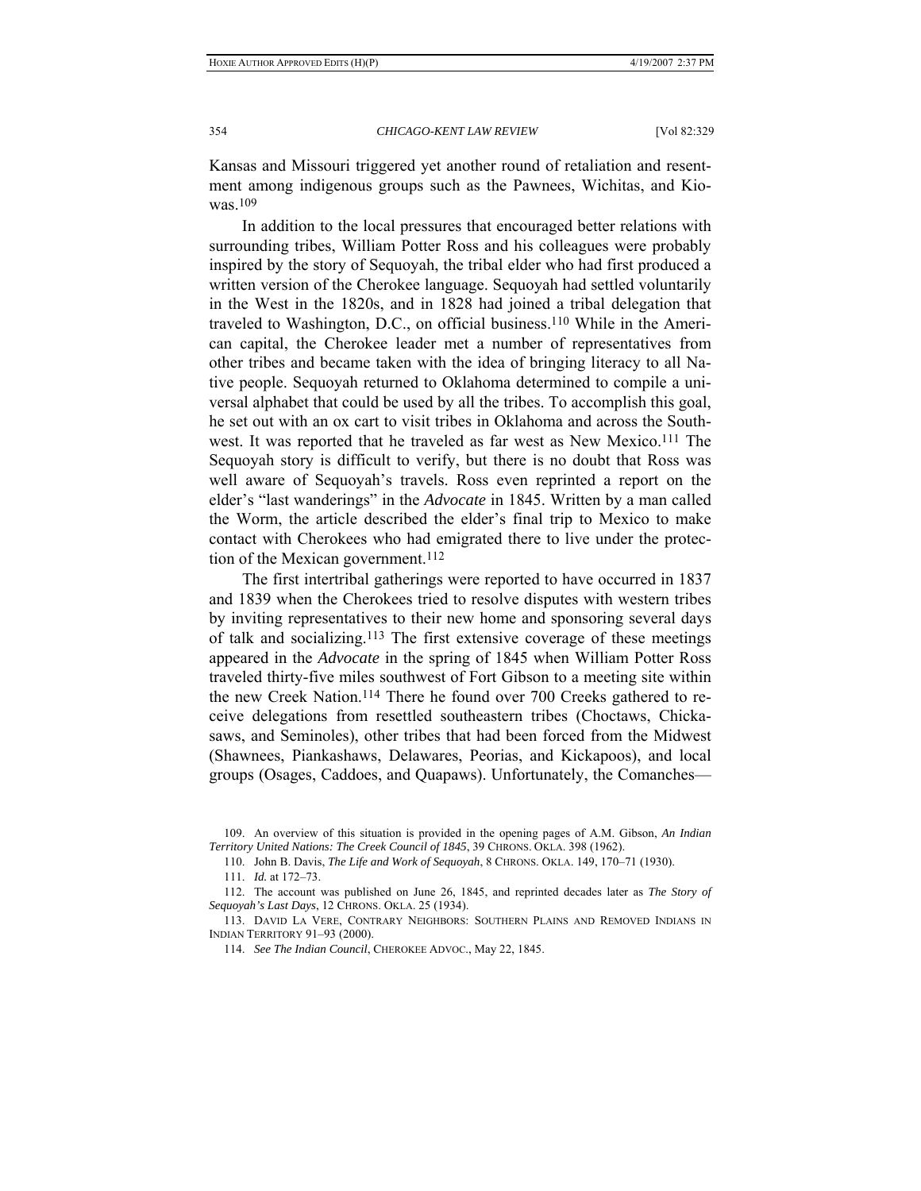Kansas and Missouri triggered yet another round of retaliation and resentment among indigenous groups such as the Pawnees, Wichitas, and Kiowas.[109]

In addition to the local pressures that encouraged better relations with surrounding tribes, William Potter Ross and his colleagues were probably inspired by the story of Sequoyah, the tribal elder who had first produced a written version of the Cherokee language. Sequoyah had settled voluntarily in the West in the 1820s, and in 1828 had joined a tribal delegation that traveled to Washington, D.C., on official business.[110] While in the American capital, the Cherokee leader met a number of representatives from other tribes and became taken with the idea of bringing literacy to all Native people. Sequoyah returned to Oklahoma determined to compile a universal alphabet that could be used by all the tribes. To accomplish this goal, he set out with an ox cart to visit tribes in Oklahoma and across the Southwest. It was reported that he traveled as far west as New Mexico.[111] The Sequoyah story is difficult to verify, but there is no doubt that Ross was well aware of Sequoyah's travels. Ross even reprinted a report on the elder's "last wanderings" in the *Advocate* in 1845. Written by a man called the Worm, the article described the elder's final trip to Mexico to make contact with Cherokees who had emigrated there to live under the protection of the Mexican government.[112]

The first intertribal gatherings were reported to have occurred in 1837 and 1839 when the Cherokees tried to resolve disputes with western tribes by inviting representatives to their new home and sponsoring several days of talk and socializing.[113] The first extensive coverage of these meetings appeared in the *Advocate* in the spring of 1845 when William Potter Ross traveled thirty-five miles southwest of Fort Gibson to a meeting site within the new Creek Nation.[114] There he found over 700 Creeks gathered to receive delegations from resettled southeastern tribes (Choctaws, Chickasaws, and Seminoles), other tribes that had been forced from the Midwest (Shawnees, Piankashaws, Delawares, Peorias, and Kickapoos), and local groups (Osages, Caddoes, and Quapaws). Unfortunately, the Comanches—

109. An overview of this situation is provided in the opening pages of A.M. Gibson, *An Indian Territory United Nations: The Creek Council of 1845*, 39 CHRONS. OKLA. 398 (1962).

110. John B. Davis, *The Life and Work of Sequoyah*, 8 CHRONS. OKLA. 149, 170–71 (1930).

111. *Id.* at 172–73.

112. The account was published on June 26, 1845, and reprinted decades later as *The Story of Sequoyah's Last Days*, 12 CHRONS. OKLA. 25 (1934).

113. DAVID LA VERE, CONTRARY NEIGHBORS: SOUTHERN PLAINS AND REMOVED INDIANS IN INDIAN TERRITORY 91–93 (2000).

114. *See The Indian Council*, CHEROKEE ADVOC., May 22, 1845.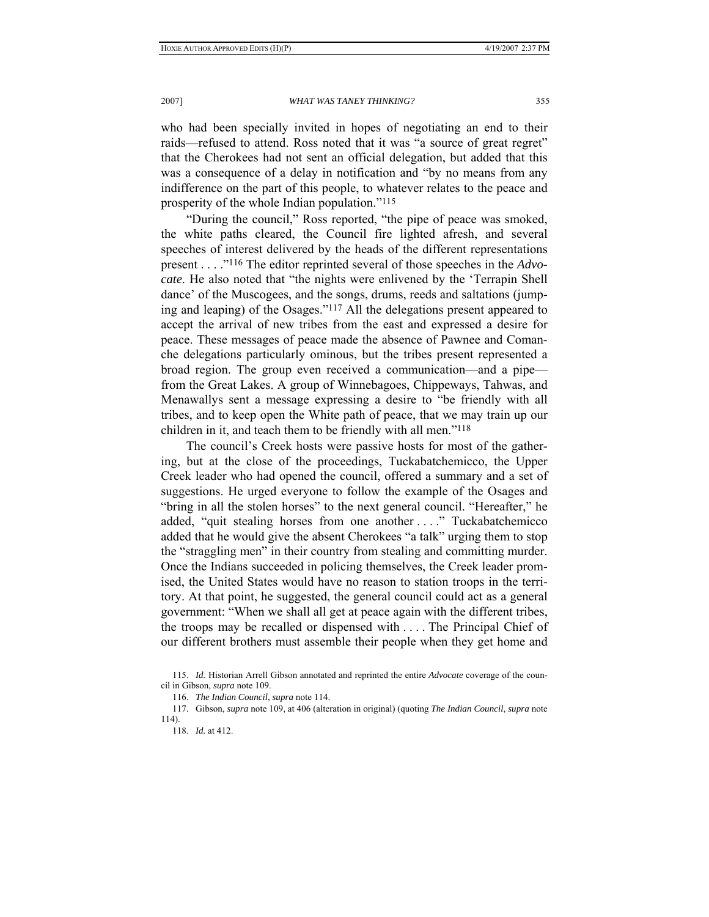who had been specially invited in hopes of negotiating an end to their raids—refused to attend. Ross noted that it was "a source of great regret" that the Cherokees had not sent an official delegation, but added that this was a consequence of a delay in notification and "by no means from any indifference on the part of this people, to whatever relates to the peace and prosperity of the whole Indian population."[115]

"During the council," Ross reported, "the pipe of peace was smoked, the white paths cleared, the Council fire lighted afresh, and several speeches of interest delivered by the heads of the different representations present . . . ."[116] The editor reprinted several of those speeches in the *Advocate*. He also noted that "the nights were enlivened by the 'Terrapin Shell dance' of the Muscogees, and the songs, drums, reeds and saltations (jumping and leaping) of the Osages."[117] All the delegations present appeared to accept the arrival of new tribes from the east and expressed a desire for peace. These messages of peace made the absence of Pawnee and Comanche delegations particularly ominous, but the tribes present represented a broad region. The group even received a communication—and a pipe—from the Great Lakes. A group of Winnebagoes, Chippeways, Tahwas, and Menawallys sent a message expressing a desire to "be friendly with all tribes, and to keep open the White path of peace, that we may train up our children in it, and teach them to be friendly with all men."[118]

The council's Creek hosts were passive hosts for most of the gathering, but at the close of the proceedings, Tuckabatchemicco, the Upper Creek leader who had opened the council, offered a summary and a set of suggestions. He urged everyone to follow the example of the Osages and "bring in all the stolen horses" to the next general council. "Hereafter," he added, "quit stealing horses from one another . . . ." Tuckabatchemicco added that he would give the absent Cherokees "a talk" urging them to stop the "straggling men" in their country from stealing and committing murder. Once the Indians succeeded in policing themselves, the Creek leader promised, the United States would have no reason to station troops in the territory. At that point, he suggested, the general council could act as a general government: "When we shall all get at peace again with the different tribes, the troops may be recalled or dispensed with . . . . The Principal Chief of our different brothers must assemble their people when they get home and

115. *Id.* Historian Arrell Gibson annotated and reprinted the entire *Advocate* coverage of the council in Gibson, *supra* note 109.

116. *The Indian Council*, *supra* note 114.

117. Gibson, *supra* note 109, at 406 (alteration in original) (quoting *The Indian Council*, *supra* note 114).

118. *Id.* at 412.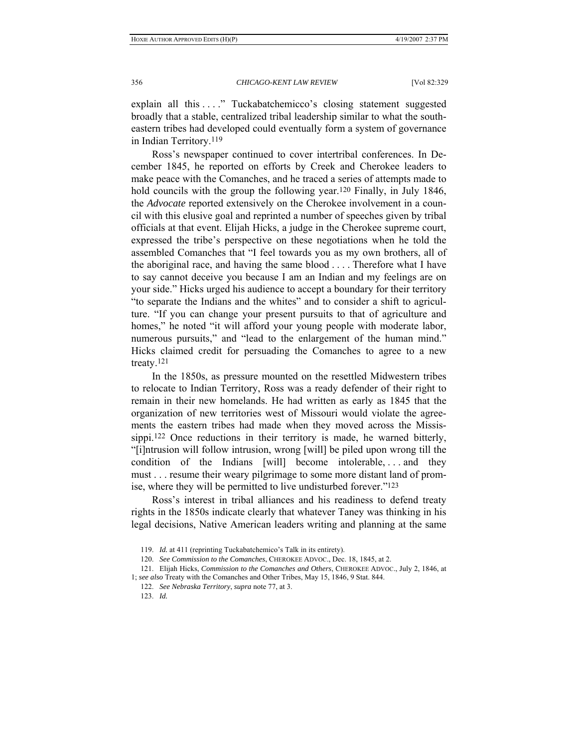explain all this . . . ." Tuckabatchemicco's closing statement suggested broadly that a stable, centralized tribal leadership similar to what the southeastern tribes had developed could eventually form a system of governance in Indian Territory.[119]

Ross's newspaper continued to cover intertribal conferences. In December 1845, he reported on efforts by Creek and Cherokee leaders to make peace with the Comanches, and he traced a series of attempts made to hold councils with the group the following year.[120] Finally, in July 1846, the *Advocate* reported extensively on the Cherokee involvement in a council with this elusive goal and reprinted a number of speeches given by tribal officials at that event. Elijah Hicks, a judge in the Cherokee supreme court, expressed the tribe's perspective on these negotiations when he told the assembled Comanches that "I feel towards you as my own brothers, all of the aboriginal race, and having the same blood . . . . Therefore what I have to say cannot deceive you because I am an Indian and my feelings are on your side." Hicks urged his audience to accept a boundary for their territory "to separate the Indians and the whites" and to consider a shift to agriculture. "If you can change your present pursuits to that of agriculture and homes," he noted "it will afford your young people with moderate labor, numerous pursuits," and "lead to the enlargement of the human mind." Hicks claimed credit for persuading the Comanches to agree to a new treaty.[121]

In the 1850s, as pressure mounted on the resettled Midwestern tribes to relocate to Indian Territory, Ross was a ready defender of their right to remain in their new homelands. He had written as early as 1845 that the organization of new territories west of Missouri would violate the agreements the eastern tribes had made when they moved across the Mississippi.[122] Once reductions in their territory is made, he warned bitterly, "[i]ntrusion will follow intrusion, wrong [will] be piled upon wrong till the condition of the Indians [will] become intolerable, . . . and they must . . . resume their weary pilgrimage to some more distant land of promise, where they will be permitted to live undisturbed forever."[123]

Ross's interest in tribal alliances and his readiness to defend treaty rights in the 1850s indicate clearly that whatever Taney was thinking in his legal decisions, Native American leaders writing and planning at the same

119. *Id.* at 411 (reprinting Tuckabatchemico's Talk in its entirety).

120. *See Commission to the Comanches*, CHEROKEE ADVOC., Dec. 18, 1845, at 2.

121. Elijah Hicks, *Commission to the Comanches and Others*, CHEROKEE ADVOC., July 2, 1846, at 1; *see also* Treaty with the Comanches and Other Tribes, May 15, 1846, 9 Stat. 844.

122. *See Nebraska Territory*, *supra* note 77, at 3.

123. *Id.*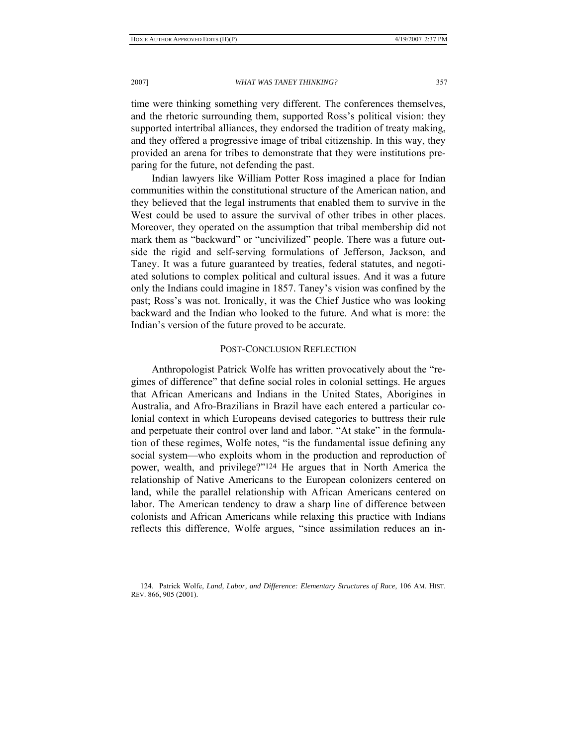time were thinking something very different. The conferences themselves, and the rhetoric surrounding them, supported Ross's political vision: they supported intertribal alliances, they endorsed the tradition of treaty making, and they offered a progressive image of tribal citizenship. In this way, they provided an arena for tribes to demonstrate that they were institutions preparing for the future, not defending the past.

Indian lawyers like William Potter Ross imagined a place for Indian communities within the constitutional structure of the American nation, and they believed that the legal instruments that enabled them to survive in the West could be used to assure the survival of other tribes in other places. Moreover, they operated on the assumption that tribal membership did not mark them as "backward" or "uncivilized" people. There was a future outside the rigid and self-serving formulations of Jefferson, Jackson, and Taney. It was a future guaranteed by treaties, federal statutes, and negotiated solutions to complex political and cultural issues. And it was a future only the Indians could imagine in 1857. Taney's vision was confined by the past; Ross's was not. Ironically, it was the Chief Justice who was looking backward and the Indian who looked to the future. And what is more: the Indian's version of the future proved to be accurate.

## POST-CONCLUSION REFLECTION

Anthropologist Patrick Wolfe has written provocatively about the "regimes of difference" that define social roles in colonial settings. He argues that African Americans and Indians in the United States, Aborigines in Australia, and Afro-Brazilians in Brazil have each entered a particular colonial context in which Europeans devised categories to buttress their rule and perpetuate their control over land and labor. "At stake" in the formulation of these regimes, Wolfe notes, "is the fundamental issue defining any social system—who exploits whom in the production and reproduction of power, wealth, and privilege?"[124] He argues that in North America the relationship of Native Americans to the European colonizers centered on land, while the parallel relationship with African Americans centered on labor. The American tendency to draw a sharp line of difference between colonists and African Americans while relaxing this practice with Indians reflects this difference, Wolfe argues, "since assimilation reduces an in-

124. Patrick Wolfe, *Land, Labor, and Difference: Elementary Structures of Race*, 106 AM. HIST. REV. 866, 905 (2001).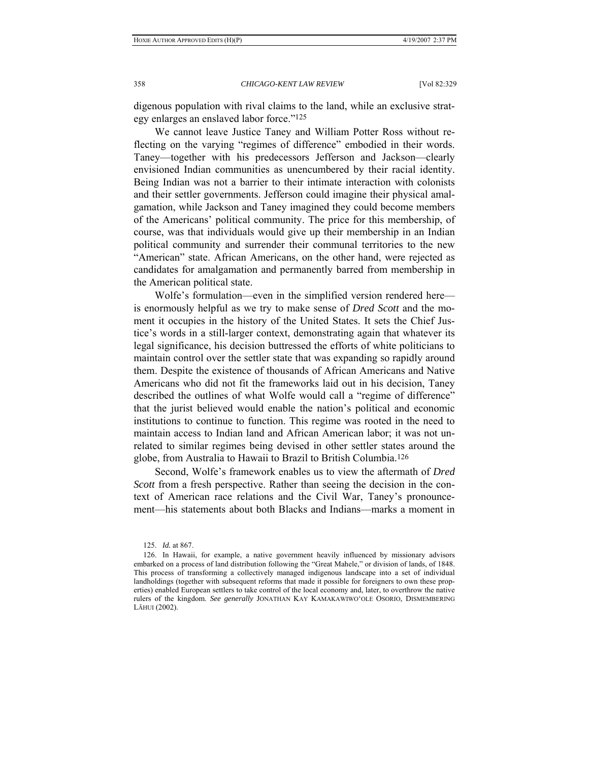digenous population with rival claims to the land, while an exclusive strategy enlarges an enslaved labor force."[125]

We cannot leave Justice Taney and William Potter Ross without reflecting on the varying "regimes of difference" embodied in their words. Taney—together with his predecessors Jefferson and Jackson—clearly envisioned Indian communities as unencumbered by their racial identity. Being Indian was not a barrier to their intimate interaction with colonists and their settler governments. Jefferson could imagine their physical amalgamation, while Jackson and Taney imagined they could become members of the Americans' political community. The price for this membership, of course, was that individuals would give up their membership in an Indian political community and surrender their communal territories to the new "American" state. African Americans, on the other hand, were rejected as candidates for amalgamation and permanently barred from membership in the American political state.

Wolfe's formulation—even in the simplified version rendered here—is enormously helpful as we try to make sense of *Dred Scott* and the moment it occupies in the history of the United States. It sets the Chief Justice's words in a still-larger context, demonstrating again that whatever its legal significance, his decision buttressed the efforts of white politicians to maintain control over the settler state that was expanding so rapidly around them. Despite the existence of thousands of African Americans and Native Americans who did not fit the frameworks laid out in his decision, Taney described the outlines of what Wolfe would call a "regime of difference" that the jurist believed would enable the nation's political and economic institutions to continue to function. This regime was rooted in the need to maintain access to Indian land and African American labor; it was not unrelated to similar regimes being devised in other settler states around the globe, from Australia to Hawaii to Brazil to British Columbia.[126]

Second, Wolfe's framework enables us to view the aftermath of *Dred Scott* from a fresh perspective. Rather than seeing the decision in the context of American race relations and the Civil War, Taney's pronouncement—his statements about both Blacks and Indians—marks a moment in

125. *Id.* at 867.

126. In Hawaii, for example, a native government heavily influenced by missionary advisors embarked on a process of land distribution following the "Great Mahele," or division of lands, of 1848. This process of transforming a collectively managed indigenous landscape into a set of individual landholdings (together with subsequent reforms that made it possible for foreigners to own these properties) enabled European settlers to take control of the local economy and, later, to overthrow the native rulers of the kingdom. *See generally* JONATHAN KAY KAMAKAWIWO'OLE OSORIO, DISMEMBERING LĀHUI (2002).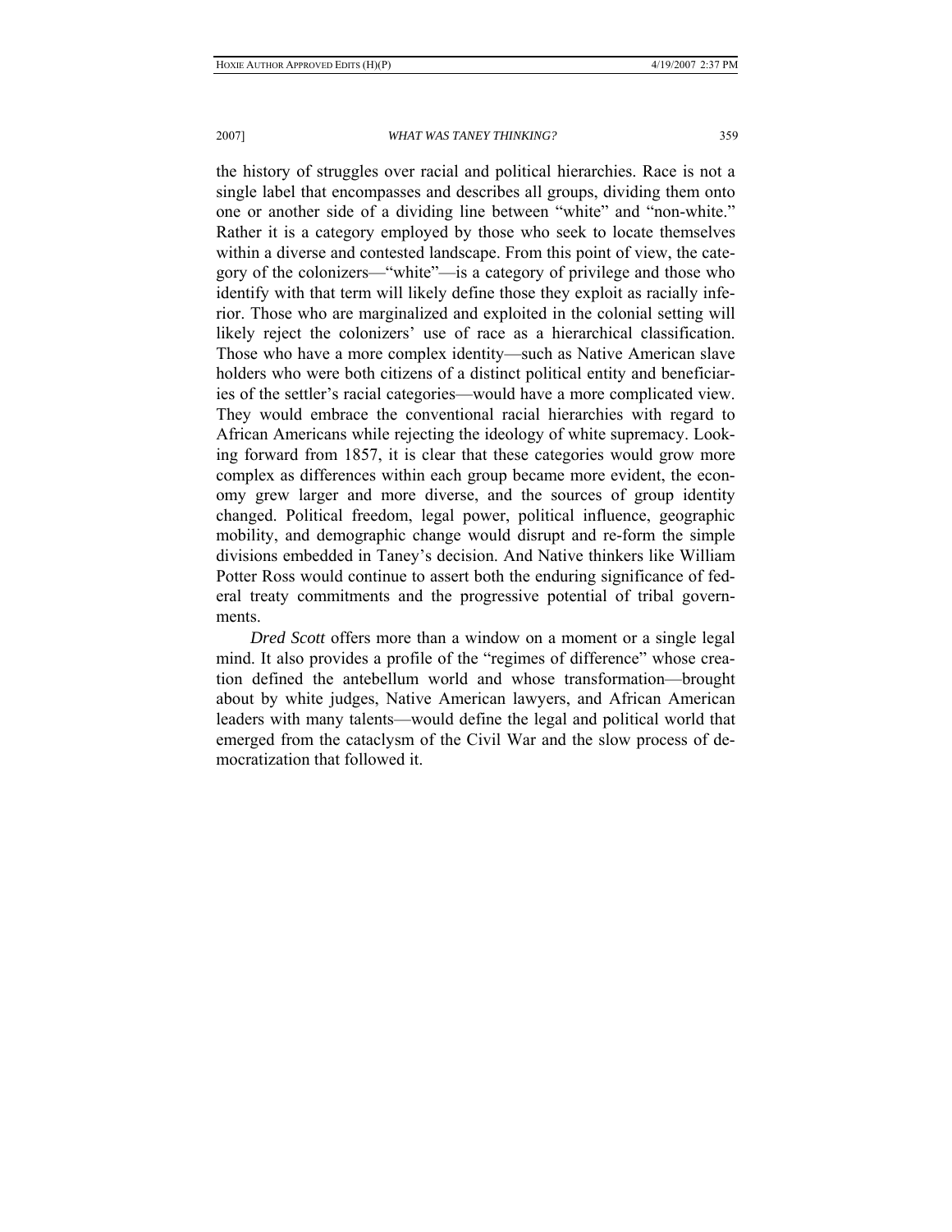the history of struggles over racial and political hierarchies. Race is not a single label that encompasses and describes all groups, dividing them onto one or another side of a dividing line between "white" and "non-white." Rather it is a category employed by those who seek to locate themselves within a diverse and contested landscape. From this point of view, the category of the colonizers—"white"—is a category of privilege and those who identify with that term will likely define those they exploit as racially inferior. Those who are marginalized and exploited in the colonial setting will likely reject the colonizers' use of race as a hierarchical classification. Those who have a more complex identity—such as Native American slave holders who were both citizens of a distinct political entity and beneficiaries of the settler's racial categories—would have a more complicated view. They would embrace the conventional racial hierarchies with regard to African Americans while rejecting the ideology of white supremacy. Looking forward from 1857, it is clear that these categories would grow more complex as differences within each group became more evident, the economy grew larger and more diverse, and the sources of group identity changed. Political freedom, legal power, political influence, geographic mobility, and demographic change would disrupt and re-form the simple divisions embedded in Taney's decision. And Native thinkers like William Potter Ross would continue to assert both the enduring significance of federal treaty commitments and the progressive potential of tribal governments.

*Dred Scott* offers more than a window on a moment or a single legal mind. It also provides a profile of the "regimes of difference" whose creation defined the antebellum world and whose transformation—brought about by white judges, Native American lawyers, and African American leaders with many talents—would define the legal and political world that emerged from the cataclysm of the Civil War and the slow process of democratization that followed it.